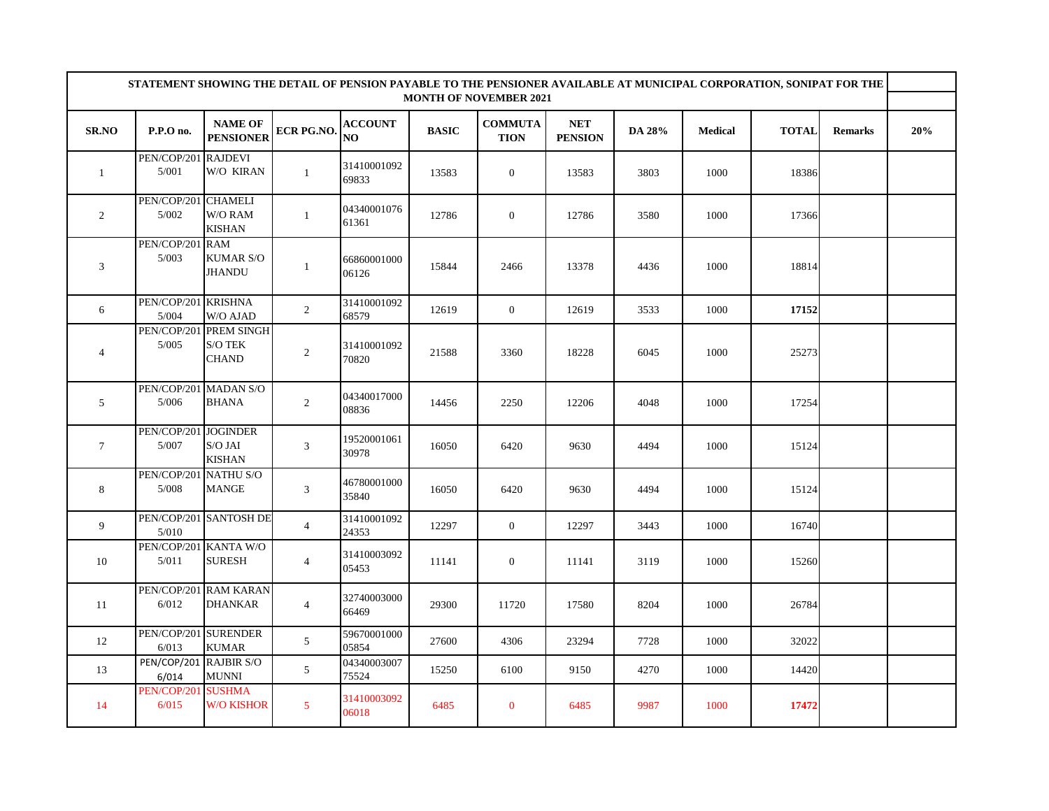| STATEMENT SHOWING THE DETAIL OF PENSION PAYABLE TO THE PENSIONER AVAILABLE AT MUNICIPAL CORPORATION, SONIPAT FOR THE MONTH OF NOVEMBER 2021 | | | | | | | | | | | | |
|---|---|---|---|---|---|---|---|---|---|---|---|---|
| SR.NO | P.P.O no. | NAME OF PENSIONER | ECR PG.NO. | ACCOUNT NO | BASIC | COMMUTATION | NET PENSION | DA 28% | Medical | TOTAL | Remarks | 20% |
| 1 | PEN/COP/2015/001 | RAJDEVI W/O KIRAN | 1 | 3141000109269833 | 13583 | 0 | 13583 | 3803 | 1000 | 18386 | | |
| 2 | PEN/COP/2015/002 | CHAMELI W/O RAM KISHAN | 1 | 0434000107661361 | 12786 | 0 | 12786 | 3580 | 1000 | 17366 | | |
| 3 | PEN/COP/2015/003 | RAM KUMAR S/O JHANDU | 1 | 6686000100006126 | 15844 | 2466 | 13378 | 4436 | 1000 | 18814 | | |
| 6 | PEN/COP/2015/004 | KRISHNA W/O AJAD | 2 | 3141000109268579 | 12619 | 0 | 12619 | 3533 | 1000 | **17152** | | |
| 4 | PEN/COP/2015/005 | PREM SINGH S/O TEK CHAND | 2 | 3141000109270820 | 21588 | 3360 | 18228 | 6045 | 1000 | 25273 | | |
| 5 | PEN/COP/2015/006 | MADAN S/O BHANA | 2 | 0434001700008836 | 14456 | 2250 | 12206 | 4048 | 1000 | 17254 | | |
| 7 | PEN/COP/2015/007 | JOGINDER S/O JAI KISHAN | 3 | 1952000106130978 | 16050 | 6420 | 9630 | 4494 | 1000 | 15124 | | |
| 8 | PEN/COP/2015/008 | NATHU S/O MANGE | 3 | 4678000100035840 | 16050 | 6420 | 9630 | 4494 | 1000 | 15124 | | |
| 9 | PEN/COP/2015/010 | SANTOSH DE | 4 | 3141000109224353 | 12297 | 0 | 12297 | 3443 | 1000 | 16740 | | |
| 10 | PEN/COP/2015/011 | KANTA W/O SURESH | 4 | 3141000309205453 | 11141 | 0 | 11141 | 3119 | 1000 | 15260 | | |
| 11 | PEN/COP/2016/012 | RAM KARAN DHANKAR | 4 | 3274000300066469 | 29300 | 11720 | 17580 | 8204 | 1000 | 26784 | | |
| 12 | PEN/COP/2016/013 | SURENDER KUMAR | 5 | 5967000100005854 | 27600 | 4306 | 23294 | 7728 | 1000 | 32022 | | |
| 13 | PEN/COP/2016/014 | RAJBIR S/O MUNNI | 5 | 0434000300775524 | 15250 | 6100 | 9150 | 4270 | 1000 | 14420 | | |
| 14 | PEN/COP/2016/015 | SUSHMA W/O KISHOR | 5 | 3141000309206018 | 6485 | 0 | 6485 | 9987 | 1000 | **17472** | | |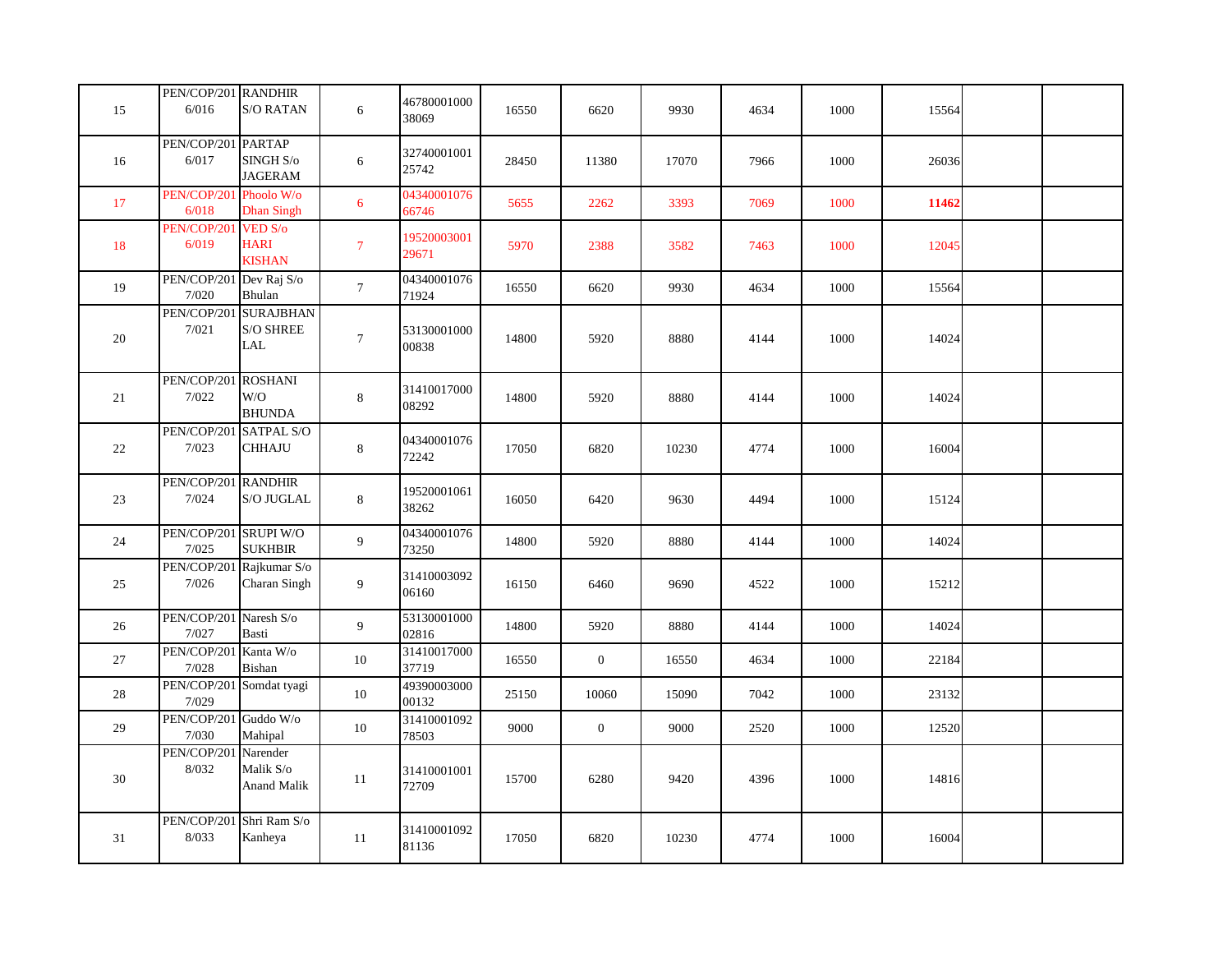| | | | | | | | | | | | | |
|---|---|---|---|---|---|---|---|---|---|---|---|---|
| 15 | PEN/COP/2016/016 | RANDHIR S/O RATAN | 6 | 4678000100038069 | 16550 | 6620 | 9930 | 4634 | 1000 | 15564 | | |
| 16 | PEN/COP/2016/017 | PARTAP SINGH S/o JAGERAM | 6 | 3274000100125742 | 28450 | 11380 | 17070 | 7966 | 1000 | 26036 | | |
| 17 | PEN/COP/2016/018 | Phoolo W/o Dhan Singh | 6 | 0434000107666746 | 5655 | 2262 | 3393 | 7069 | 1000 | **11462** | | |
| 18 | PEN/COP/2016/019 | VED S/o HARI KISHAN | 7 | 1952000300129671 | 5970 | 2388 | 3582 | 7463 | 1000 | 12045 | | |
| 19 | PEN/COP/2017/020 | Dev Raj S/o Bhulan | 7 | 0434000107671924 | 16550 | 6620 | 9930 | 4634 | 1000 | 15564 | | |
| 20 | PEN/COP/2017/021 | SURAJBHAN S/O SHREE LAL | 7 | 5313000100000838 | 14800 | 5920 | 8880 | 4144 | 1000 | 14024 | | |
| 21 | PEN/COP/2017/022 | ROSHANI W/O BHUNDA | 8 | 3141001700008292 | 14800 | 5920 | 8880 | 4144 | 1000 | 14024 | | |
| 22 | PEN/COP/2017/023 | SATPAL S/O CHHAJU | 8 | 0434000107672242 | 17050 | 6820 | 10230 | 4774 | 1000 | 16004 | | |
| 23 | PEN/COP/2017/024 | RANDHIR S/O JUGLAL | 8 | 1952000106138262 | 16050 | 6420 | 9630 | 4494 | 1000 | 15124 | | |
| 24 | PEN/COP/2017/025 | SRUPI W/O SUKHBIR | 9 | 0434000107673250 | 14800 | 5920 | 8880 | 4144 | 1000 | 14024 | | |
| 25 | PEN/COP/2017/026 | Rajkumar S/o Charan Singh | 9 | 3141000309206160 | 16150 | 6460 | 9690 | 4522 | 1000 | 15212 | | |
| 26 | PEN/COP/2017/027 | Naresh S/o Basti | 9 | 5313000100002816 | 14800 | 5920 | 8880 | 4144 | 1000 | 14024 | | |
| 27 | PEN/COP/2017/028 | Kanta W/o Bishan | 10 | 3141001700037719 | 16550 | 0 | 16550 | 4634 | 1000 | 22184 | | |
| 28 | PEN/COP/2017/029 | Somdat tyagi | 10 | 4939000300000132 | 25150 | 10060 | 15090 | 7042 | 1000 | 23132 | | |
| 29 | PEN/COP/2017/030 | Guddo W/o Mahipal | 10 | 3141000109278503 | 9000 | 0 | 9000 | 2520 | 1000 | 12520 | | |
| 30 | PEN/COP/2018/032 | Narender Malik S/o Anand Malik | 11 | 3141000100172709 | 15700 | 6280 | 9420 | 4396 | 1000 | 14816 | | |
| 31 | PEN/COP/2018/033 | Shri Ram S/o Kanheya | 11 | 3141000109281136 | 17050 | 6820 | 10230 | 4774 | 1000 | 16004 | | |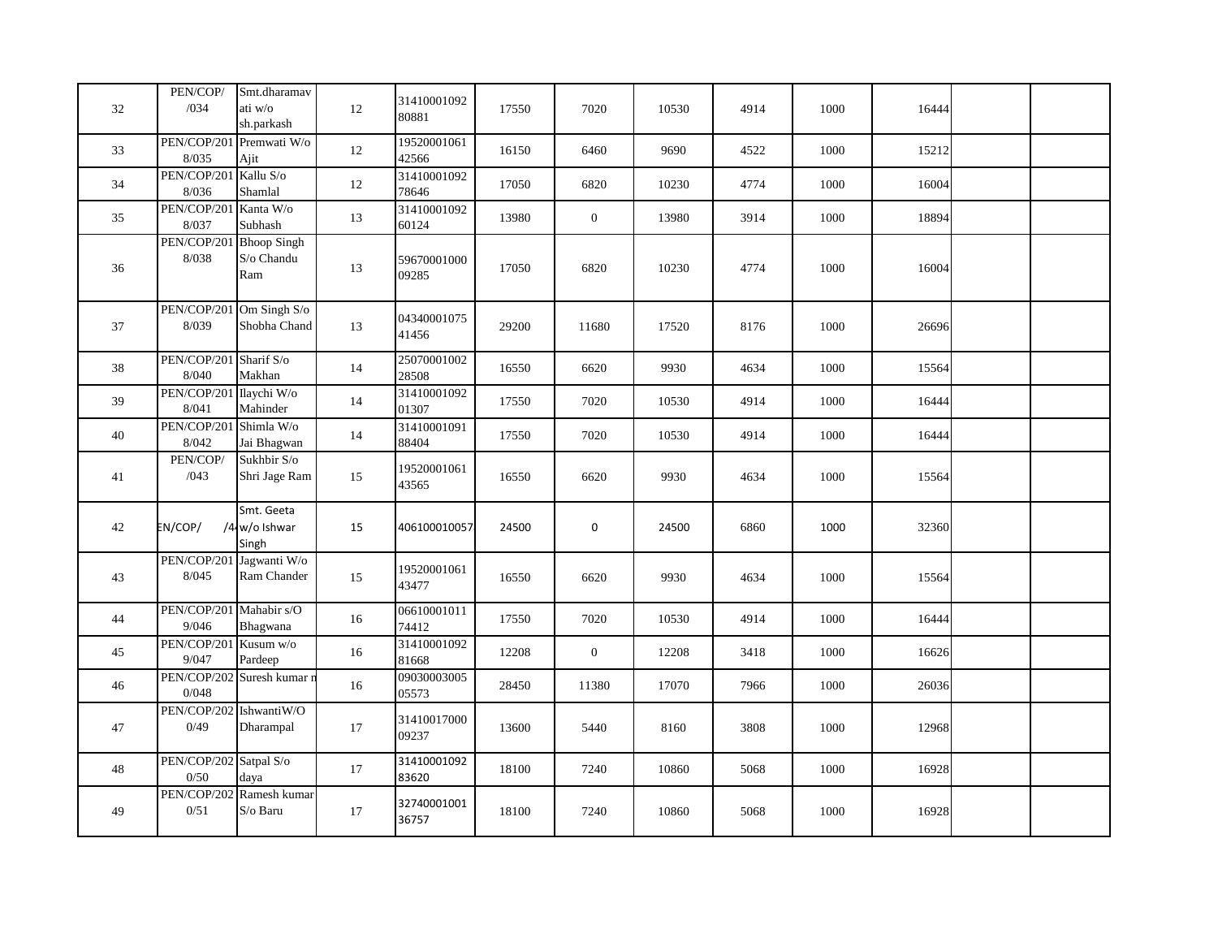| | | | | | | | | | | | | |
|---|---|---|---|---|---|---|---|---|---|---|---|---|
| 32 | PEN/COP/ /034 | Smt.dharamavati w/o sh.parkash | 12 | 3141000109280881 | 17550 | 7020 | 10530 | 4914 | 1000 | 16444 | | |
| 33 | PEN/COP/2018/035 | Premwati W/o Ajit | 12 | 1952000106142566 | 16150 | 6460 | 9690 | 4522 | 1000 | 15212 | | |
| 34 | PEN/COP/2018/036 | Kallu S/o Shamlal | 12 | 3141000109278646 | 17050 | 6820 | 10230 | 4774 | 1000 | 16004 | | |
| 35 | PEN/COP/2018/037 | Kanta W/o Subhash | 13 | 3141000109260124 | 13980 | 0 | 13980 | 3914 | 1000 | 18894 | | |
| 36 | PEN/COP/2018/038 | Bhoop Singh S/o Chandu Ram | 13 | 5967000100009285 | 17050 | 6820 | 10230 | 4774 | 1000 | 16004 | | |
| 37 | PEN/COP/2018/039 | Om Singh S/o Shobha Chand | 13 | 0434000107541456 | 29200 | 11680 | 17520 | 8176 | 1000 | 26696 | | |
| 38 | PEN/COP/2018/040 | Sharif S/o Makhan | 14 | 2507000100228508 | 16550 | 6620 | 9930 | 4634 | 1000 | 15564 | | |
| 39 | PEN/COP/2018/041 | Ilaychi W/o Mahinder | 14 | 3141000109201307 | 17550 | 7020 | 10530 | 4914 | 1000 | 16444 | | |
| 40 | PEN/COP/2018/042 | Shimla W/o Jai Bhagwan | 14 | 3141000109188404 | 17550 | 7020 | 10530 | 4914 | 1000 | 16444 | | |
| 41 | PEN/COP/ /043 | Sukhbir S/o Shri Jage Ram | 15 | 1952000106143565 | 16550 | 6620 | 9930 | 4634 | 1000 | 15564 | | |
| 42 | EN/COP/ /4 | Smt. Geeta w/o Ishwar Singh | 15 | 406100010057 | 24500 | 0 | 24500 | 6860 | 1000 | 32360 | | |
| 43 | PEN/COP/2018/045 | Jagwanti W/o Ram Chander | 15 | 1952000106143477 | 16550 | 6620 | 9930 | 4634 | 1000 | 15564 | | |
| 44 | PEN/COP/2019/046 | Mahabir s/O Bhagwana | 16 | 0661000101174412 | 17550 | 7020 | 10530 | 4914 | 1000 | 16444 | | |
| 45 | PEN/COP/2019/047 | Kusum w/o Pardeep | 16 | 3141000109281668 | 12208 | 0 | 12208 | 3418 | 1000 | 16626 | | |
| 46 | PEN/COP/2020/048 | Suresh kumar n | 16 | 0903000300505573 | 28450 | 11380 | 17070 | 7966 | 1000 | 26036 | | |
| 47 | PEN/COP/2020/49 | IshwantiW/O Dharampal | 17 | 3141001700009237 | 13600 | 5440 | 8160 | 3808 | 1000 | 12968 | | |
| 48 | PEN/COP/2020/50 | Satpal S/o daya | 17 | 3141000109283620 | 18100 | 7240 | 10860 | 5068 | 1000 | 16928 | | |
| 49 | PEN/COP/2020/51 | Ramesh kumar S/o Baru | 17 | 3274000100136757 | 18100 | 7240 | 10860 | 5068 | 1000 | 16928 | | |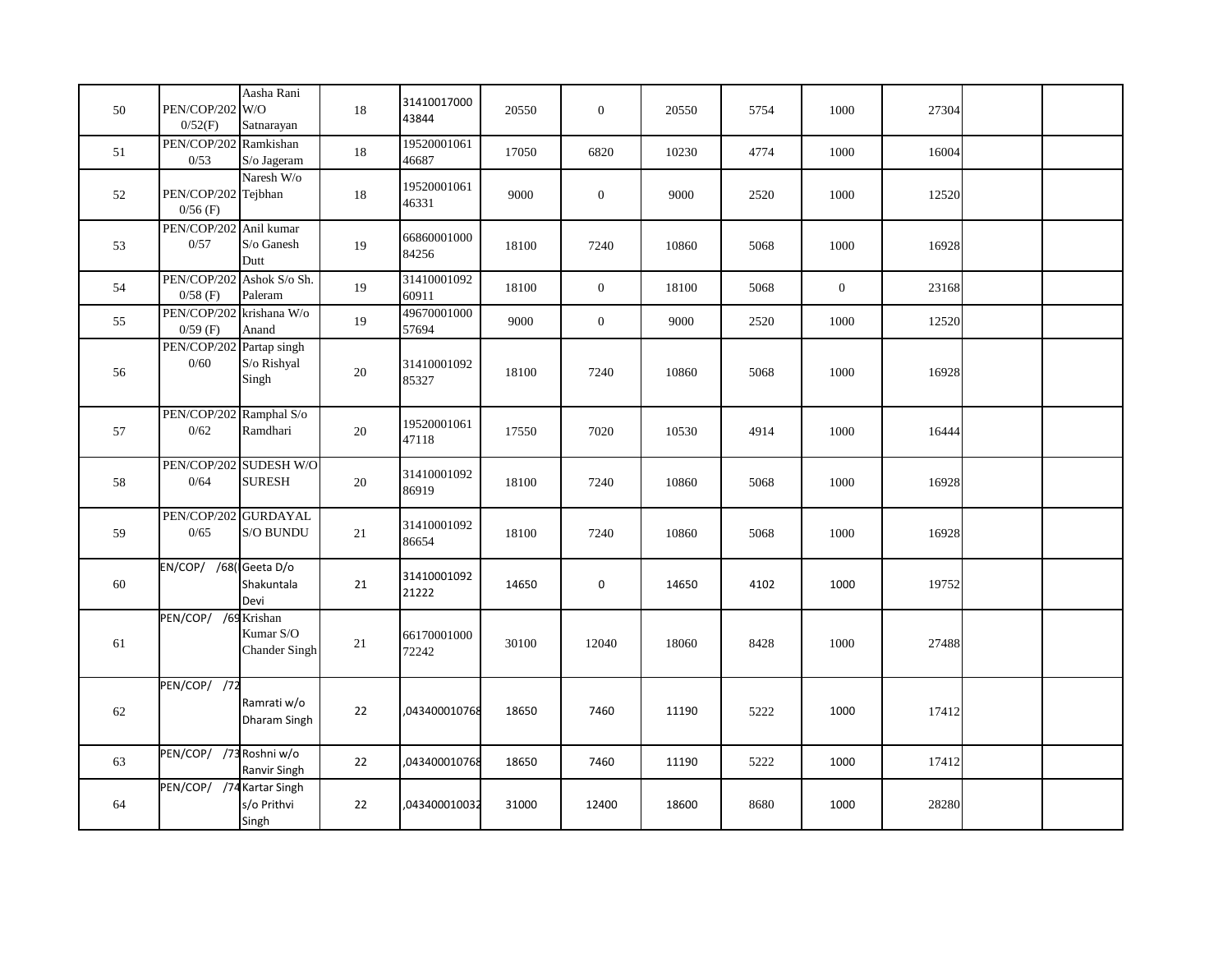| | | | | | | | | | | | | |
|---|---|---|---|---|---|---|---|---|---|---|---|---|
| 50 | PEN/COP/2020/52(F) | Aasha Rani W/O Satnarayan | 18 | 3141001700043844 | 20550 | 0 | 20550 | 5754 | 1000 | 27304 | | |
| 51 | PEN/COP/2020/53 | Ramkishan S/o Jageram | 18 | 1952000106146687 | 17050 | 6820 | 10230 | 4774 | 1000 | 16004 | | |
| 52 | PEN/COP/2020/56 (F) | Naresh W/o Tejbhan | 18 | 1952000106146331 | 9000 | 0 | 9000 | 2520 | 1000 | 12520 | | |
| 53 | PEN/COP/2020/57 | Anil kumar S/o Ganesh Dutt | 19 | 6686000100084256 | 18100 | 7240 | 10860 | 5068 | 1000 | 16928 | | |
| 54 | PEN/COP/2020/58 (F) | Ashok S/o Sh. Paleram | 19 | 3141000109260911 | 18100 | 0 | 18100 | 5068 | 0 | 23168 | | |
| 55 | PEN/COP/2020/59 (F) | krishana W/o Anand | 19 | 4967000100057694 | 9000 | 0 | 9000 | 2520 | 1000 | 12520 | | |
| 56 | PEN/COP/2020/60 | Partap singh S/o Rishyal Singh | 20 | 3141000109285327 | 18100 | 7240 | 10860 | 5068 | 1000 | 16928 | | |
| 57 | PEN/COP/2020/62 | Ramphal S/o Ramdhari | 20 | 1952000106147118 | 17550 | 7020 | 10530 | 4914 | 1000 | 16444 | | |
| 58 | PEN/COP/2020/64 | SUDESH W/O SURESH | 20 | 3141000109286919 | 18100 | 7240 | 10860 | 5068 | 1000 | 16928 | | |
| 59 | PEN/COP/2020/65 | GURDAYAL S/O BUNDU | 21 | 3141000109286654 | 18100 | 7240 | 10860 | 5068 | 1000 | 16928 | | |
| 60 | EN/COP/ /68( | Geeta D/o Shakuntala Devi | 21 | 3141000109221222 | 14650 | 0 | 14650 | 4102 | 1000 | 19752 | | |
| 61 | PEN/COP/ /69 | Krishan Kumar S/O Chander Singh | 21 | 6617000100072242 | 30100 | 12040 | 18060 | 8428 | 1000 | 27488 | | |
| 62 | PEN/COP/ /72 | Ramrati w/o Dharam Singh | 22 | ,043400010768 | 18650 | 7460 | 11190 | 5222 | 1000 | 17412 | | |
| 63 | PEN/COP/ /73 | Roshni w/o Ranvir Singh | 22 | ,043400010768 | 18650 | 7460 | 11190 | 5222 | 1000 | 17412 | | |
| 64 | PEN/COP/ /74 | Kartar Singh s/o Prithvi Singh | 22 | ,043400010032 | 31000 | 12400 | 18600 | 8680 | 1000 | 28280 | | |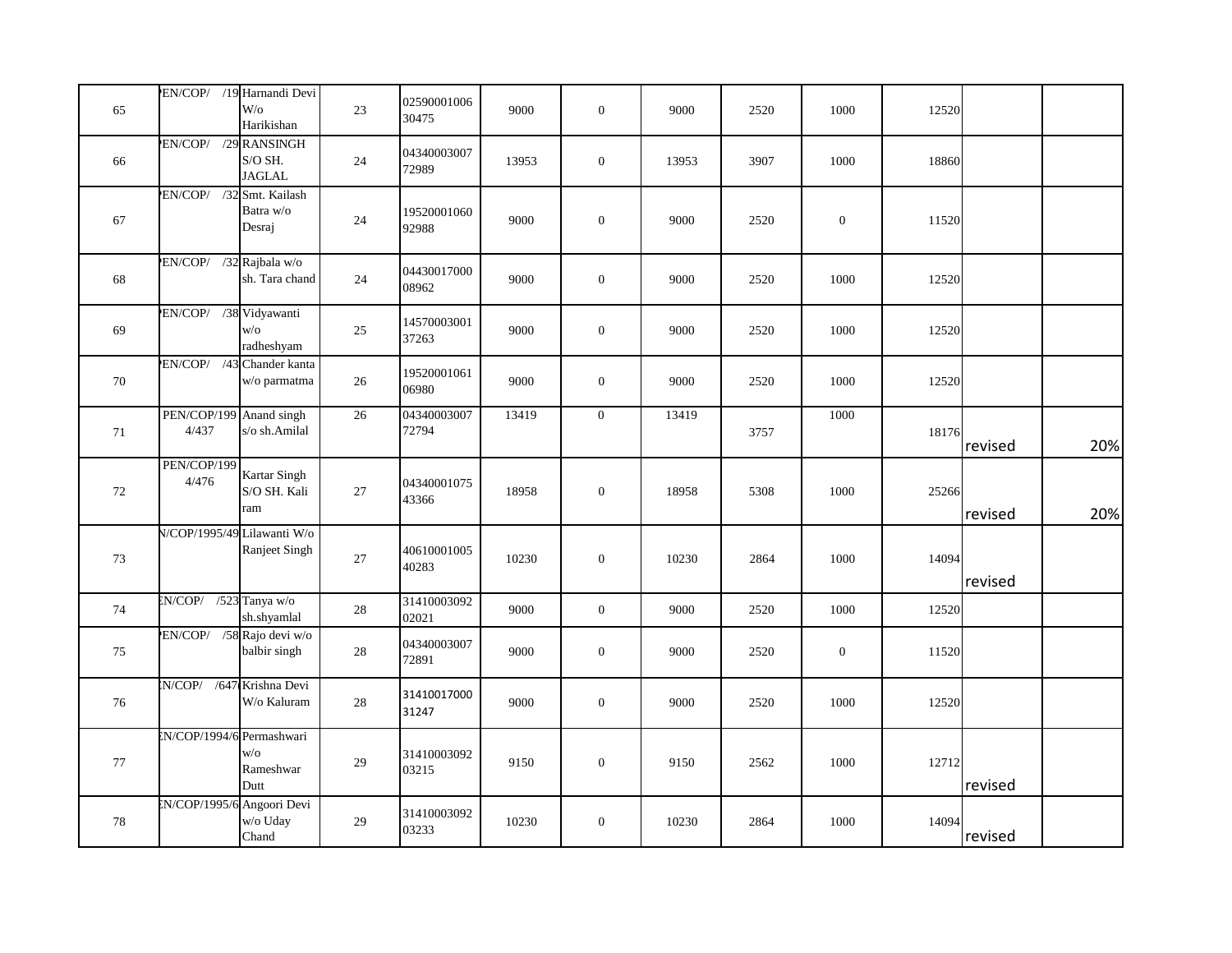| | | | | | | | | | | | | |
|---|---|---|---|---|---|---|---|---|---|---|---|---|
| 65 | EN/COP/ /19 | Harnandi Devi W/o Harikishan | 23 | 0259000100630475 | 9000 | 0 | 9000 | 2520 | 1000 | 12520 | | |
| 66 | EN/COP/ /29 | RANSINGH S/O SH. JAGLAL | 24 | 0434000300772989 | 13953 | 0 | 13953 | 3907 | 1000 | 18860 | | |
| 67 | EN/COP/ /32 | Smt. Kailash Batra w/o Desraj | 24 | 1952000106092988 | 9000 | 0 | 9000 | 2520 | 0 | 11520 | | |
| 68 | EN/COP/ /32 | Rajbala w/o sh. Tara chand | 24 | 0443001700008962 | 9000 | 0 | 9000 | 2520 | 1000 | 12520 | | |
| 69 | EN/COP/ /38 | Vidyawanti w/o radheshyam | 25 | 1457000300137263 | 9000 | 0 | 9000 | 2520 | 1000 | 12520 | | |
| 70 | EN/COP/ /43 | Chander kanta w/o parmatma | 26 | 1952000106106980 | 9000 | 0 | 9000 | 2520 | 1000 | 12520 | | |
| 71 | PEN/COP/1994/437 | Anand singh s/o sh.Amilal | 26 | 0434000300772794 | 13419 | 0 | 13419 | 3757 | 1000 | 18176 | revised | 20% |
| 72 | PEN/COP/1994/476 | Kartar Singh S/O SH. Kali ram | 27 | 0434000107543366 | 18958 | 0 | 18958 | 5308 | 1000 | 25266 | revised | 20% |
| 73 | N/COP/1995/49 | Lilawanti W/o Ranjeet Singh | 27 | 4061000100540283 | 10230 | 0 | 10230 | 2864 | 1000 | 14094 | revised | |
| 74 | EN/COP/ /523 | Tanya w/o sh.shyamlal | 28 | 3141000309202021 | 9000 | 0 | 9000 | 2520 | 1000 | 12520 | | |
| 75 | EN/COP/ /58 | Rajo devi w/o balbir singh | 28 | 0434000300772891 | 9000 | 0 | 9000 | 2520 | 0 | 11520 | | |
| 76 | N/COP/ /647 | Krishna Devi W/o Kaluram | 28 | 3141001700031247 | 9000 | 0 | 9000 | 2520 | 1000 | 12520 | | |
| 77 | N/COP/1994/6 | Permashwari w/o Rameshwar Dutt | 29 | 3141000309203215 | 9150 | 0 | 9150 | 2562 | 1000 | 12712 | revised | |
| 78 | N/COP/1995/6 | Angoori Devi w/o Uday Chand | 29 | 3141000309203233 | 10230 | 0 | 10230 | 2864 | 1000 | 14094 | revised | |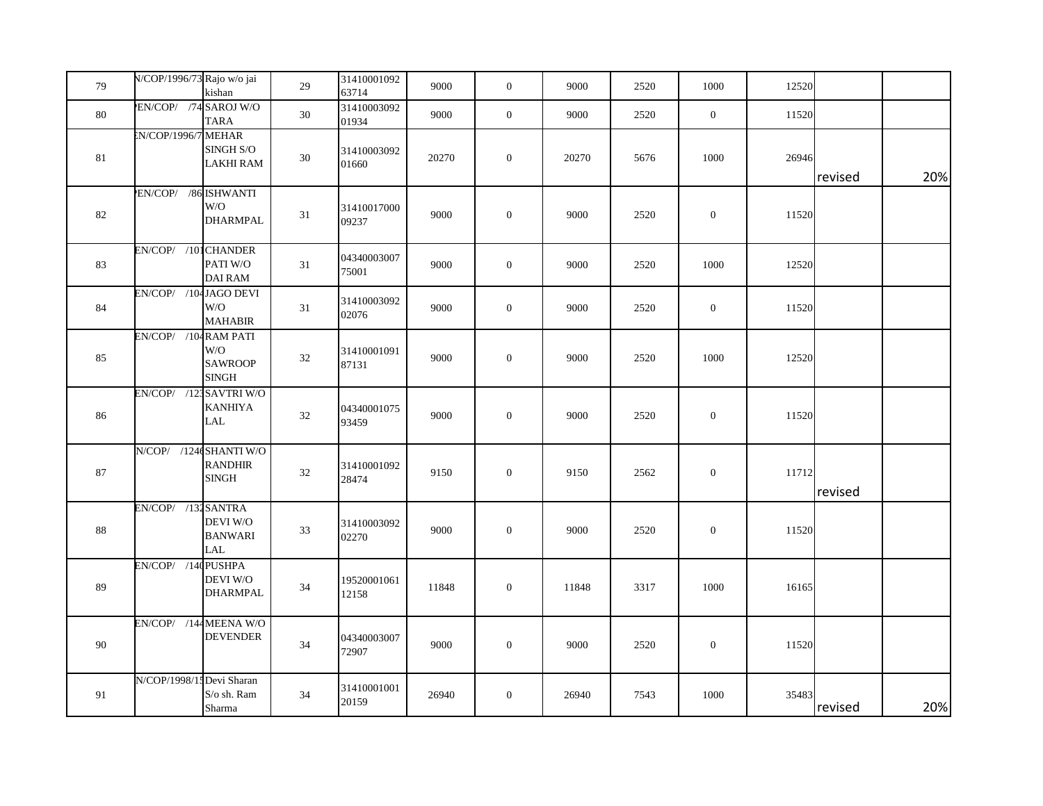| | | | | | | | | | | | | |
|---|---|---|---|---|---|---|---|---|---|---|---|---|
| 79 | N/COP/1996/73 | Rajo w/o jai kishan | 29 | 3141000109263714 | 9000 | 0 | 9000 | 2520 | 1000 | 12520 | | |
| 80 | EN/COP/ /74 | SAROJ W/O TARA | 30 | 3141000309201934 | 9000 | 0 | 9000 | 2520 | 0 | 11520 | | |
| 81 | EN/COP/1996/7 | MEHAR SINGH S/O LAKHI RAM | 30 | 3141000309201660 | 20270 | 0 | 20270 | 5676 | 1000 | 26946 | revised | 20% |
| 82 | EN/COP/ /86 | ISHWANTI W/O DHARMPAL | 31 | 3141001700009237 | 9000 | 0 | 9000 | 2520 | 0 | 11520 | | |
| 83 | EN/COP/ /101 | CHANDER PATI W/O DAI RAM | 31 | 0434000300775001 | 9000 | 0 | 9000 | 2520 | 1000 | 12520 | | |
| 84 | EN/COP/ /104 | JAGO DEVI W/O MAHABIR | 31 | 3141000309202076 | 9000 | 0 | 9000 | 2520 | 0 | 11520 | | |
| 85 | EN/COP/ /104 | RAM PATI W/O SAWROOP SINGH | 32 | 3141000109187131 | 9000 | 0 | 9000 | 2520 | 1000 | 12520 | | |
| 86 | EN/COP/ /123 | SAVTRI W/O KANHIYA LAL | 32 | 0434000107593459 | 9000 | 0 | 9000 | 2520 | 0 | 11520 | | |
| 87 | N/COP/ /1246 | SHANTI W/O RANDHIR SINGH | 32 | 3141000109228474 | 9150 | 0 | 9150 | 2562 | 0 | 11712 | revised | |
| 88 | EN/COP/ /132 | SANTRA DEVI W/O BANWARI LAL | 33 | 3141000309202270 | 9000 | 0 | 9000 | 2520 | 0 | 11520 | | |
| 89 | EN/COP/ /140 | PUSHPA DEVI W/O DHARMPAL | 34 | 1952000106112158 | 11848 | 0 | 11848 | 3317 | 1000 | 16165 | | |
| 90 | EN/COP/ /144 | MEENA W/O DEVENDER | 34 | 0434000300772907 | 9000 | 0 | 9000 | 2520 | 0 | 11520 | | |
| 91 | N/COP/1998/15 | Devi Sharan S/o sh. Ram Sharma | 34 | 3141000100120159 | 26940 | 0 | 26940 | 7543 | 1000 | 35483 | revised | 20% |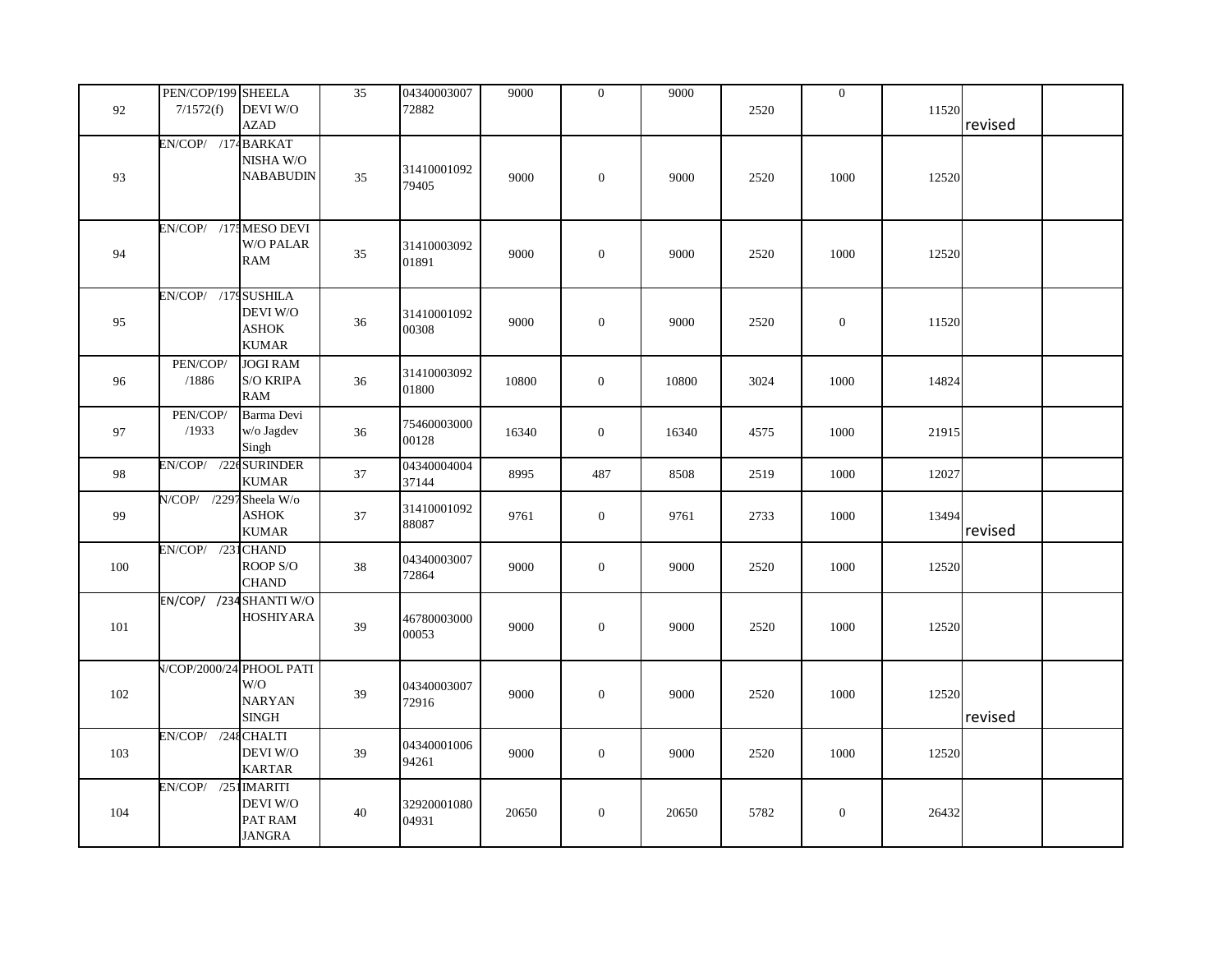| | | | | | | | | | | | | |
|---|---|---|---|---|---|---|---|---|---|---|---|---|
| 92 | PEN/COP/1997/1572(f) | SHEELA DEVI W/O AZAD | 35 | 0434000300772882 | 9000 | 0 | 9000 | 2520 | 0 | 11520 | revised | |
| 93 | EN/COP/ /174 | BARKAT NISHA W/O NABABUDIN | 35 | 3141000109279405 | 9000 | 0 | 9000 | 2520 | 1000 | 12520 | | |
| 94 | EN/COP/ /175 | MESO DEVI W/O PALAR RAM | 35 | 3141000309201891 | 9000 | 0 | 9000 | 2520 | 1000 | 12520 | | |
| 95 | EN/COP/ /179 | SUSHILA DEVI W/O ASHOK KUMAR | 36 | 3141000109200308 | 9000 | 0 | 9000 | 2520 | 0 | 11520 | | |
| 96 | PEN/COP/ /1886 | JOGI RAM S/O KRIPA RAM | 36 | 3141000309201800 | 10800 | 0 | 10800 | 3024 | 1000 | 14824 | | |
| 97 | PEN/COP/ /1933 | Barma Devi w/o Jagdev Singh | 36 | 7546000300000128 | 16340 | 0 | 16340 | 4575 | 1000 | 21915 | | |
| 98 | EN/COP/ /226 | SURINDER KUMAR | 37 | 0434000400437144 | 8995 | 487 | 8508 | 2519 | 1000 | 12027 | | |
| 99 | N/COP/ /2297 | Sheela W/o ASHOK KUMAR | 37 | 3141000109288087 | 9761 | 0 | 9761 | 2733 | 1000 | 13494 | revised | |
| 100 | EN/COP/ /231 | CHAND ROOP S/O CHAND | 38 | 0434000300772864 | 9000 | 0 | 9000 | 2520 | 1000 | 12520 | | |
| 101 | EN/COP/ /234 | SHANTI W/O HOSHIYARA | 39 | 4678000300000053 | 9000 | 0 | 9000 | 2520 | 1000 | 12520 | | |
| 102 | N/COP/2000/24 | PHOOL PATI W/O NARYAN SINGH | 39 | 0434000300772916 | 9000 | 0 | 9000 | 2520 | 1000 | 12520 | revised | |
| 103 | EN/COP/ /248 | CHALTI DEVI W/O KARTAR | 39 | 0434000100694261 | 9000 | 0 | 9000 | 2520 | 1000 | 12520 | | |
| 104 | EN/COP/ /251 | IMARITI DEVI W/O PAT RAM JANGRA | 40 | 3292000108004931 | 20650 | 0 | 20650 | 5782 | 0 | 26432 | | |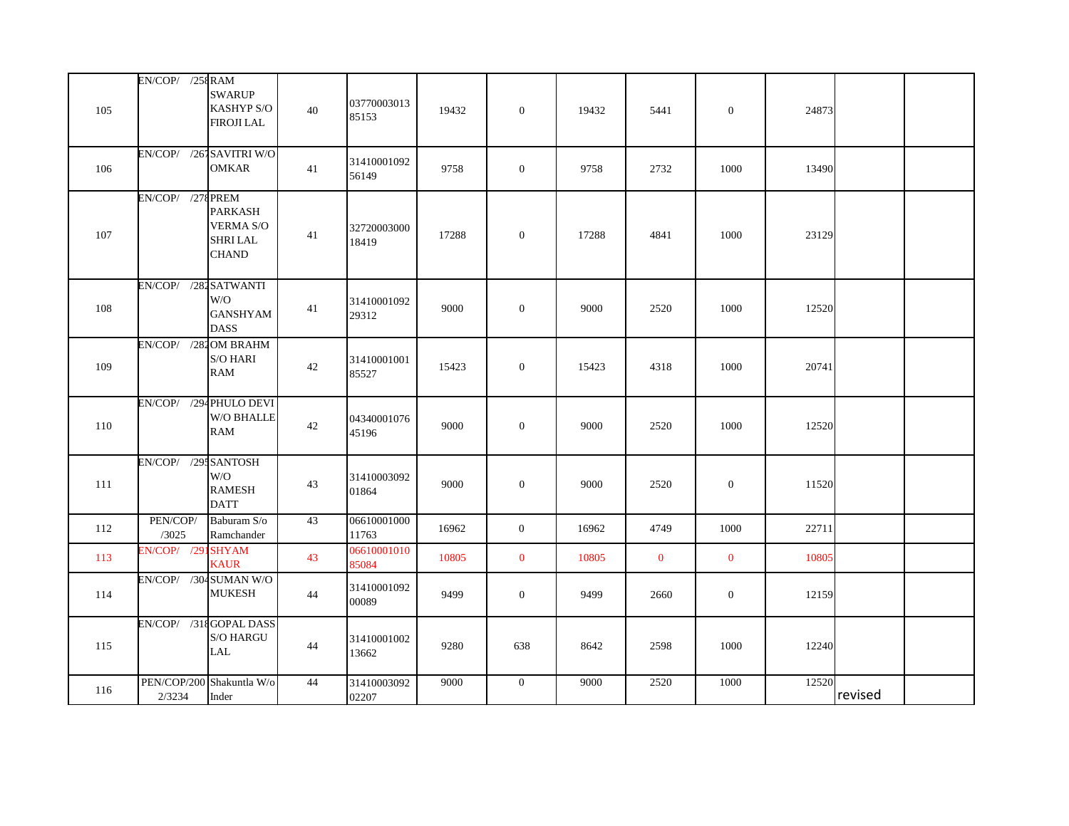| | | | | | | | | | | | | |
|---|---|---|---|---|---|---|---|---|---|---|---|---|
| 105 | EN/COP/ /258 | RAM SWARUP KASHYP S/O FIROJI LAL | 40 | 0377000301385153 | 19432 | 0 | 19432 | 5441 | 0 | 24873 | | |
| 106 | EN/COP/ /267 | SAVITRI W/O OMKAR | 41 | 3141000109256149 | 9758 | 0 | 9758 | 2732 | 1000 | 13490 | | |
| 107 | EN/COP/ /278 | PREM PARKASH VERMA S/O SHRI LAL CHAND | 41 | 3272000300018419 | 17288 | 0 | 17288 | 4841 | 1000 | 23129 | | |
| 108 | EN/COP/ /282 | SATWANTI W/O GANSHYAM DASS | 41 | 3141000109229312 | 9000 | 0 | 9000 | 2520 | 1000 | 12520 | | |
| 109 | EN/COP/ /282 | OM BRAHM S/O HARI RAM | 42 | 3141000100185527 | 15423 | 0 | 15423 | 4318 | 1000 | 20741 | | |
| 110 | EN/COP/ /294 | PHULO DEVI W/O BHALLE RAM | 42 | 0434000107645196 | 9000 | 0 | 9000 | 2520 | 1000 | 12520 | | |
| 111 | EN/COP/ /295 | SANTOSH W/O RAMESH DATT | 43 | 3141000309201864 | 9000 | 0 | 9000 | 2520 | 0 | 11520 | | |
| 112 | PEN/COP//3025 | Baburam S/o Ramchander | 43 | 0661000100011763 | 16962 | 0 | 16962 | 4749 | 1000 | 22711 | | |
| 113 | EN/COP/ /291 | SHYAM KAUR | 43 | 0661000101085084 | 10805 | 0 | 10805 | 0 | 0 | 10805 | | |
| 114 | EN/COP/ /304 | SUMAN W/O MUKESH | 44 | 3141000109200089 | 9499 | 0 | 9499 | 2660 | 0 | 12159 | | |
| 115 | EN/COP/ /318 | GOPAL DASS S/O HARGU LAL | 44 | 3141000100213662 | 9280 | 638 | 8642 | 2598 | 1000 | 12240 | | |
| 116 | PEN/COP/2002/3234 | Shakuntla W/o Inder | 44 | 3141000309202207 | 9000 | 0 | 9000 | 2520 | 1000 | 12520 | revised | |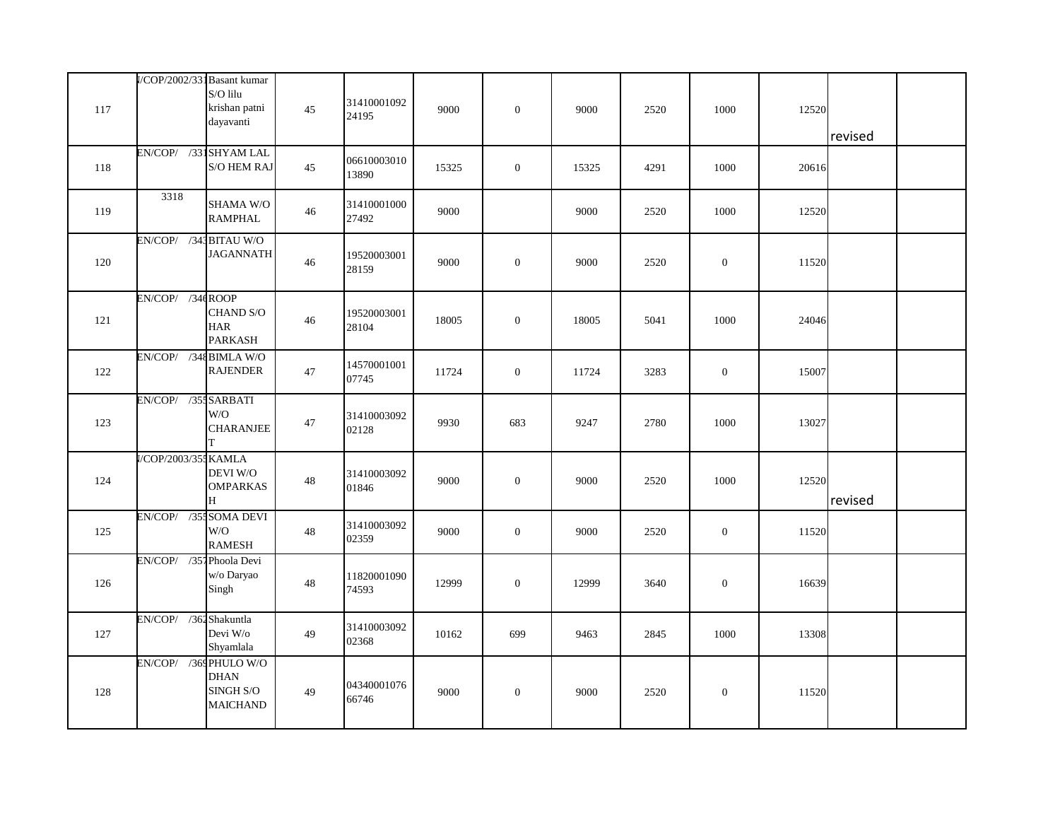| | | | | | | | | | | | | |
|---|---|---|---|---|---|---|---|---|---|---|---|---|
| 117 | I/COP/2002/331 | Basant kumar S/O lilu krishan patni dayavanti | 45 | 3141000109224195 | 9000 | 0 | 9000 | 2520 | 1000 | 12520 | revised | |
| 118 | EN/COP/ /331 | SHYAM LAL S/O HEM RAJ | 45 | 0661000301013890 | 15325 | 0 | 15325 | 4291 | 1000 | 20616 | | |
| 119 | 3318 | SHAMA W/O RAMPHAL | 46 | 3141000100027492 | 9000 | | 9000 | 2520 | 1000 | 12520 | | |
| 120 | EN/COP/ /343 | BITAU W/O JAGANNATH | 46 | 1952000300128159 | 9000 | 0 | 9000 | 2520 | 0 | 11520 | | |
| 121 | EN/COP/ /346 | ROOP CHAND S/O HAR PARKASH | 46 | 1952000300128104 | 18005 | 0 | 18005 | 5041 | 1000 | 24046 | | |
| 122 | EN/COP/ /348 | BIMLA W/O RAJENDER | 47 | 1457000100107745 | 11724 | 0 | 11724 | 3283 | 0 | 15007 | | |
| 123 | EN/COP/ /355 | SARBATI W/O CHARANJEET | 47 | 3141000309202128 | 9930 | 683 | 9247 | 2780 | 1000 | 13027 | | |
| 124 | I/COP/2003/355 | KAMLA DEVI W/O OMPARKASH | 48 | 3141000309201846 | 9000 | 0 | 9000 | 2520 | 1000 | 12520 | revised | |
| 125 | EN/COP/ /355 | SOMA DEVI W/O RAMESH | 48 | 3141000309202359 | 9000 | 0 | 9000 | 2520 | 0 | 11520 | | |
| 126 | EN/COP/ /357 | Phoola Devi w/o Daryao Singh | 48 | 1182000109074593 | 12999 | 0 | 12999 | 3640 | 0 | 16639 | | |
| 127 | EN/COP/ /362 | Shakuntla Devi W/o Shyamlala | 49 | 3141000309202368 | 10162 | 699 | 9463 | 2845 | 1000 | 13308 | | |
| 128 | EN/COP/ /369 | PHULO W/O DHAN SINGH S/O MAICHAND | 49 | 0434000107666746 | 9000 | 0 | 9000 | 2520 | 0 | 11520 | | |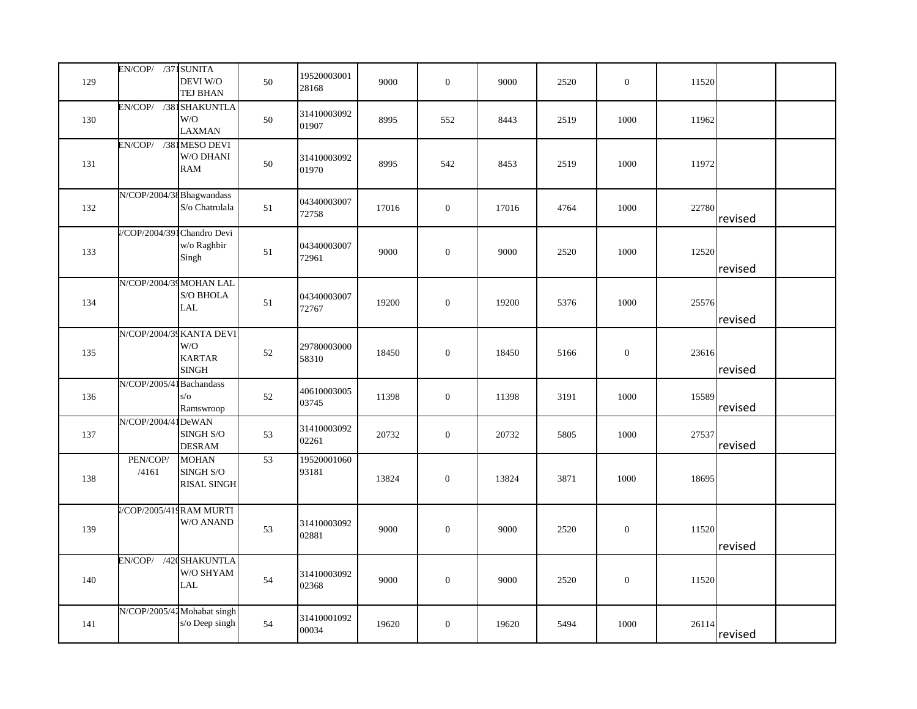| 129 | EN/COP/ /371 | SUNITA DEVI W/O TEJ BHAN | 50 | 1952000300128168 | 9000 | 0 | 9000 | 2520 | 0 | 11520 | | |
|---|---|---|---|---|---|---|---|---|---|---|---|---|
| 130 | EN/COP/ /381 | SHAKUNTLA W/O LAXMAN | 50 | 3141000309201907 | 8995 | 552 | 8443 | 2519 | 1000 | 11962 | | |
| 131 | EN/COP/ /381 | MESO DEVI W/O DHANI RAM | 50 | 3141000309201970 | 8995 | 542 | 8453 | 2519 | 1000 | 11972 | | |
| 132 | N/COP/2004/38 | Bhagwandass S/o Chatrulala | 51 | 0434000300772758 | 17016 | 0 | 17016 | 4764 | 1000 | 22780 | revised | |
| 133 | I/COP/2004/391 | Chandro Devi w/o Raghbir Singh | 51 | 0434000300772961 | 9000 | 0 | 9000 | 2520 | 1000 | 12520 | revised | |
| 134 | N/COP/2004/39 | MOHAN LAL S/O BHOLA LAL | 51 | 0434000300772767 | 19200 | 0 | 19200 | 5376 | 1000 | 25576 | revised | |
| 135 | N/COP/2004/39 | KANTA DEVI W/O KARTAR SINGH | 52 | 2978000300058310 | 18450 | 0 | 18450 | 5166 | 0 | 23616 | revised | |
| 136 | N/COP/2005/41 | Bachandass s/o Ramswroop | 52 | 4061000300503745 | 11398 | 0 | 11398 | 3191 | 1000 | 15589 | revised | |
| 137 | N/COP/2004/41 | DeWAN SINGH S/O DESRAM | 53 | 3141000309202261 | 20732 | 0 | 20732 | 5805 | 1000 | 27537 | revised | |
| 138 | PEN/COP/ /4161 | MOHAN SINGH S/O RISAL SINGH | 53 | 1952000106093181 | 13824 | 0 | 13824 | 3871 | 1000 | 18695 | | |
| 139 | I/COP/2005/419 | RAM MURTI W/O ANAND | 53 | 3141000309202881 | 9000 | 0 | 9000 | 2520 | 0 | 11520 | revised | |
| 140 | EN/COP/ /420 | SHAKUNTLA W/O SHYAM LAL | 54 | 3141000309202368 | 9000 | 0 | 9000 | 2520 | 0 | 11520 | | |
| 141 | N/COP/2005/42 | Mohabat singh s/o Deep singh | 54 | 3141000109200034 | 19620 | 0 | 19620 | 5494 | 1000 | 26114 | revised | |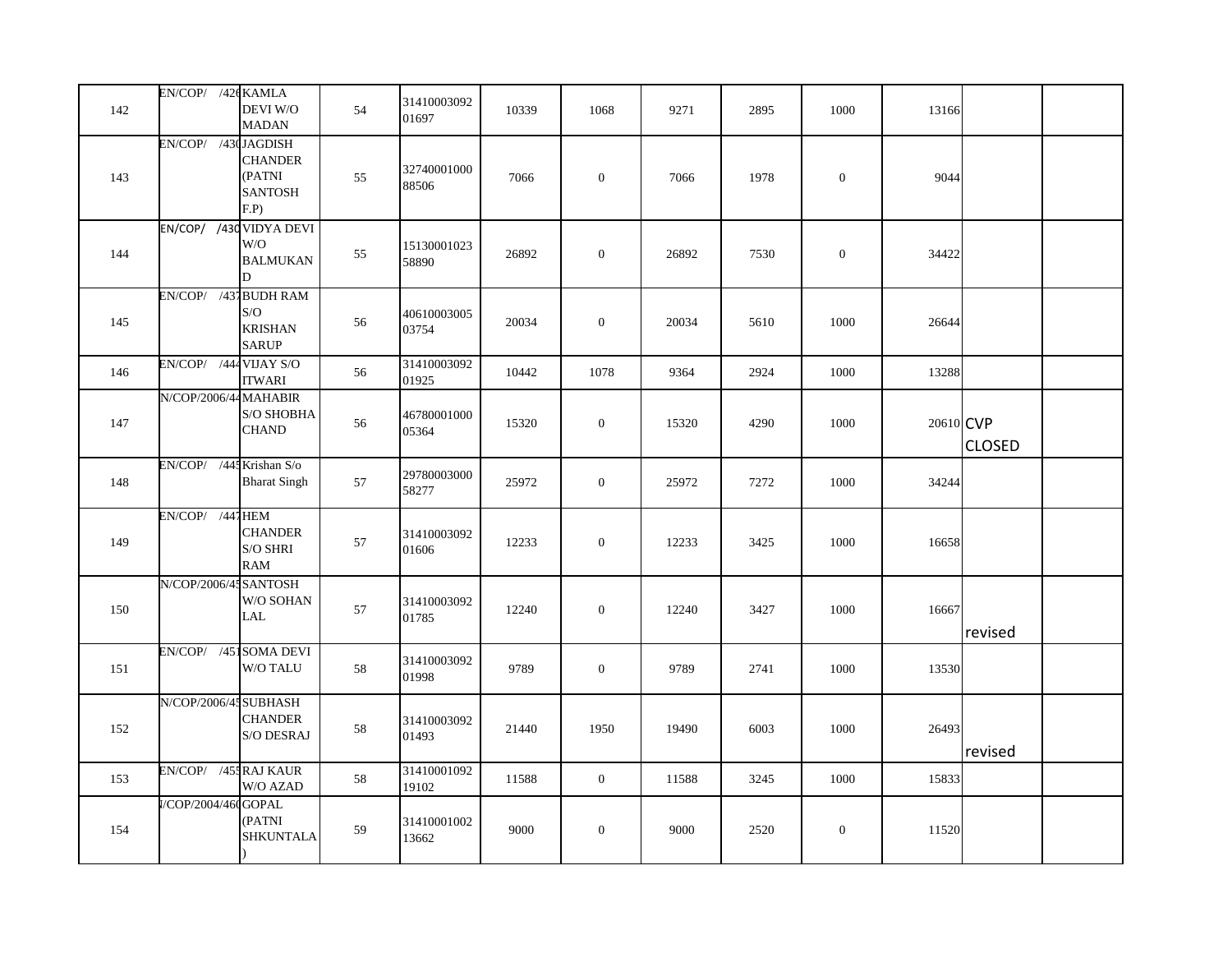| | | | | | | | | | | | | |
|---|---|---|---|---|---|---|---|---|---|---|---|---|
| 142 | EN/COP/ /426 | KAMLA DEVI W/O MADAN | 54 | 3141000309201697 | 10339 | 1068 | 9271 | 2895 | 1000 | 13166 | | |
| 143 | EN/COP/ /430 | JAGDISH CHANDER (PATNI SANTOSH F.P) | 55 | 3274000100088506 | 7066 | 0 | 7066 | 1978 | 0 | 9044 | | |
| 144 | EN/COP/ /430 | VIDYA DEVI W/O BALMUKAND | 55 | 1513000102358890 | 26892 | 0 | 26892 | 7530 | 0 | 34422 | | |
| 145 | EN/COP/ /437 | BUDH RAM S/O KRISHAN SARUP | 56 | 4061000300503754 | 20034 | 0 | 20034 | 5610 | 1000 | 26644 | | |
| 146 | EN/COP/ /444 | VIJAY S/O ITWARI | 56 | 3141000309201925 | 10442 | 1078 | 9364 | 2924 | 1000 | 13288 | | |
| 147 | N/COP/2006/44 | MAHABIR S/O SHOBHA CHAND | 56 | 4678000100005364 | 15320 | 0 | 15320 | 4290 | 1000 | 20610 | CVP CLOSED | |
| 148 | EN/COP/ /445 | Krishan S/o Bharat Singh | 57 | 2978000300058277 | 25972 | 0 | 25972 | 7272 | 1000 | 34244 | | |
| 149 | EN/COP/ /447 | HEM CHANDER S/O SHRI RAM | 57 | 3141000309201606 | 12233 | 0 | 12233 | 3425 | 1000 | 16658 | | |
| 150 | N/COP/2006/45 | SANTOSH W/O SOHAN LAL | 57 | 3141000309201785 | 12240 | 0 | 12240 | 3427 | 1000 | 16667 | revised | |
| 151 | EN/COP/ /451 | SOMA DEVI W/O TALU | 58 | 3141000309201998 | 9789 | 0 | 9789 | 2741 | 1000 | 13530 | | |
| 152 | N/COP/2006/45 | SUBHASH CHANDER S/O DESRAJ | 58 | 3141000309201493 | 21440 | 1950 | 19490 | 6003 | 1000 | 26493 | revised | |
| 153 | EN/COP/ /455 | RAJ KAUR W/O AZAD | 58 | 3141000109219102 | 11588 | 0 | 11588 | 3245 | 1000 | 15833 | | |
| 154 | I/COP/2004/460 | GOPAL (PATNI SHKUNTALA) | 59 | 3141000100213662 | 9000 | 0 | 9000 | 2520 | 0 | 11520 | | |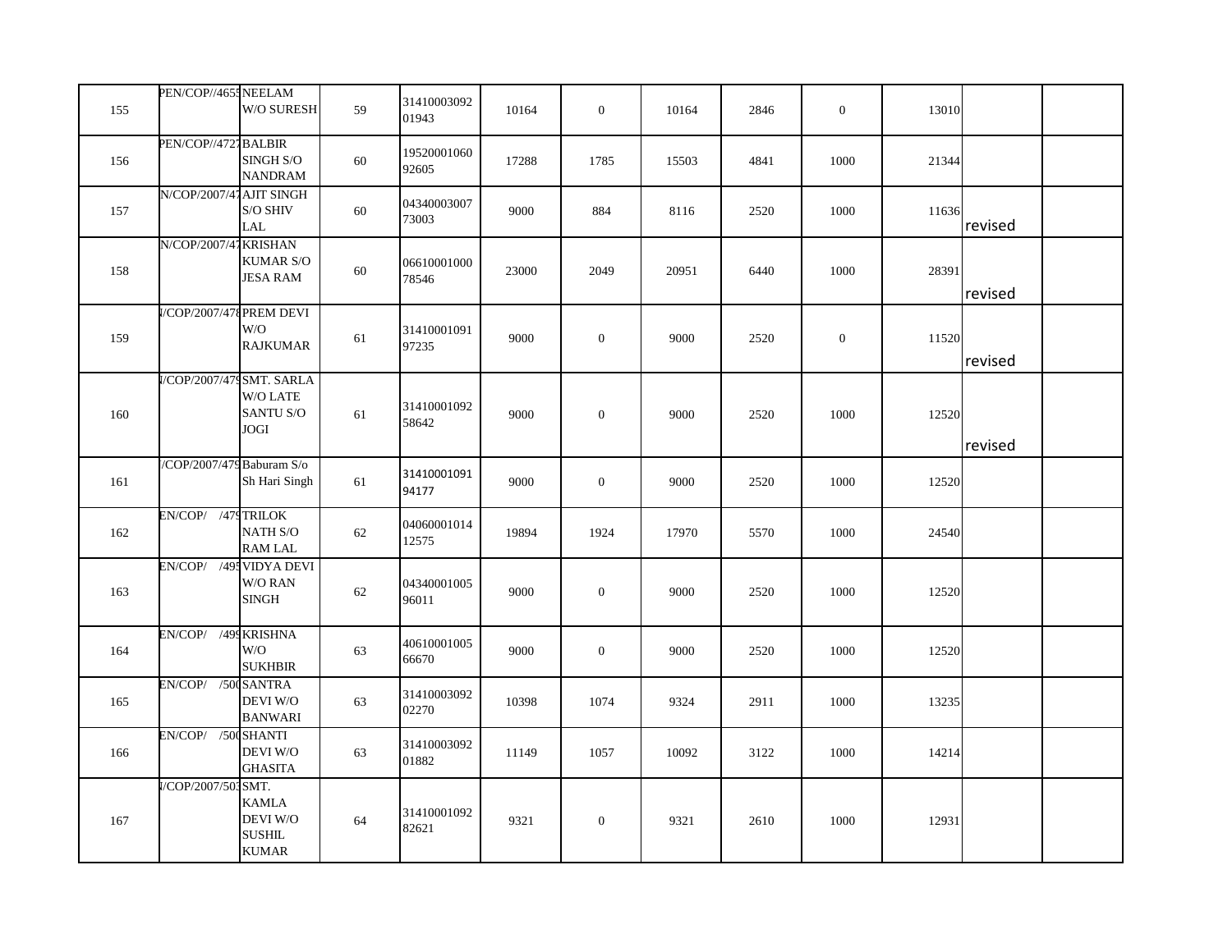| | | | | | | | | | | | | |
|---|---|---|---|---|---|---|---|---|---|---|---|---|
| 155 | PEN/COP//4655 | NEELAM W/O SURESH | 59 | 3141000309201943 | 10164 | 0 | 10164 | 2846 | 0 | 13010 | | |
| 156 | PEN/COP//4727 | BALBIR SINGH S/O NANDRAM | 60 | 1952000106092605 | 17288 | 1785 | 15503 | 4841 | 1000 | 21344 | | |
| 157 | N/COP/2007/47 | AJIT SINGH S/O SHIV LAL | 60 | 0434000300773003 | 9000 | 884 | 8116 | 2520 | 1000 | 11636 | revised | |
| 158 | N/COP/2007/47 | KRISHAN KUMAR S/O JESA RAM | 60 | 0661000100078546 | 23000 | 2049 | 20951 | 6440 | 1000 | 28391 | revised | |
| 159 | I/COP/2007/478 | PREM DEVI W/O RAJKUMAR | 61 | 3141000109197235 | 9000 | 0 | 9000 | 2520 | 0 | 11520 | revised | |
| 160 | I/COP/2007/479 | SMT. SARLA W/O LATE SANTU S/O JOGI | 61 | 3141000109258642 | 9000 | 0 | 9000 | 2520 | 1000 | 12520 | revised | |
| 161 | /COP/2007/479 | Baburam S/o Sh Hari Singh | 61 | 3141000109194177 | 9000 | 0 | 9000 | 2520 | 1000 | 12520 | | |
| 162 | EN/COP/ /479 | TRILOK NATH S/O RAM LAL | 62 | 0406000101412575 | 19894 | 1924 | 17970 | 5570 | 1000 | 24540 | | |
| 163 | EN/COP/ /495 | VIDYA DEVI W/O RAN SINGH | 62 | 0434000100596011 | 9000 | 0 | 9000 | 2520 | 1000 | 12520 | | |
| 164 | EN/COP/ /499 | KRISHNA W/O SUKHBIR | 63 | 4061000100566670 | 9000 | 0 | 9000 | 2520 | 1000 | 12520 | | |
| 165 | EN/COP/ /500 | SANTRA DEVI W/O BANWARI | 63 | 3141000309202270 | 10398 | 1074 | 9324 | 2911 | 1000 | 13235 | | |
| 166 | EN/COP/ /500 | SHANTI DEVI W/O GHASITA | 63 | 3141000309201882 | 11149 | 1057 | 10092 | 3122 | 1000 | 14214 | | |
| 167 | I/COP/2007/503 | SMT. KAMLA DEVI W/O SUSHIL KUMAR | 64 | 3141000109282621 | 9321 | 0 | 9321 | 2610 | 1000 | 12931 | | |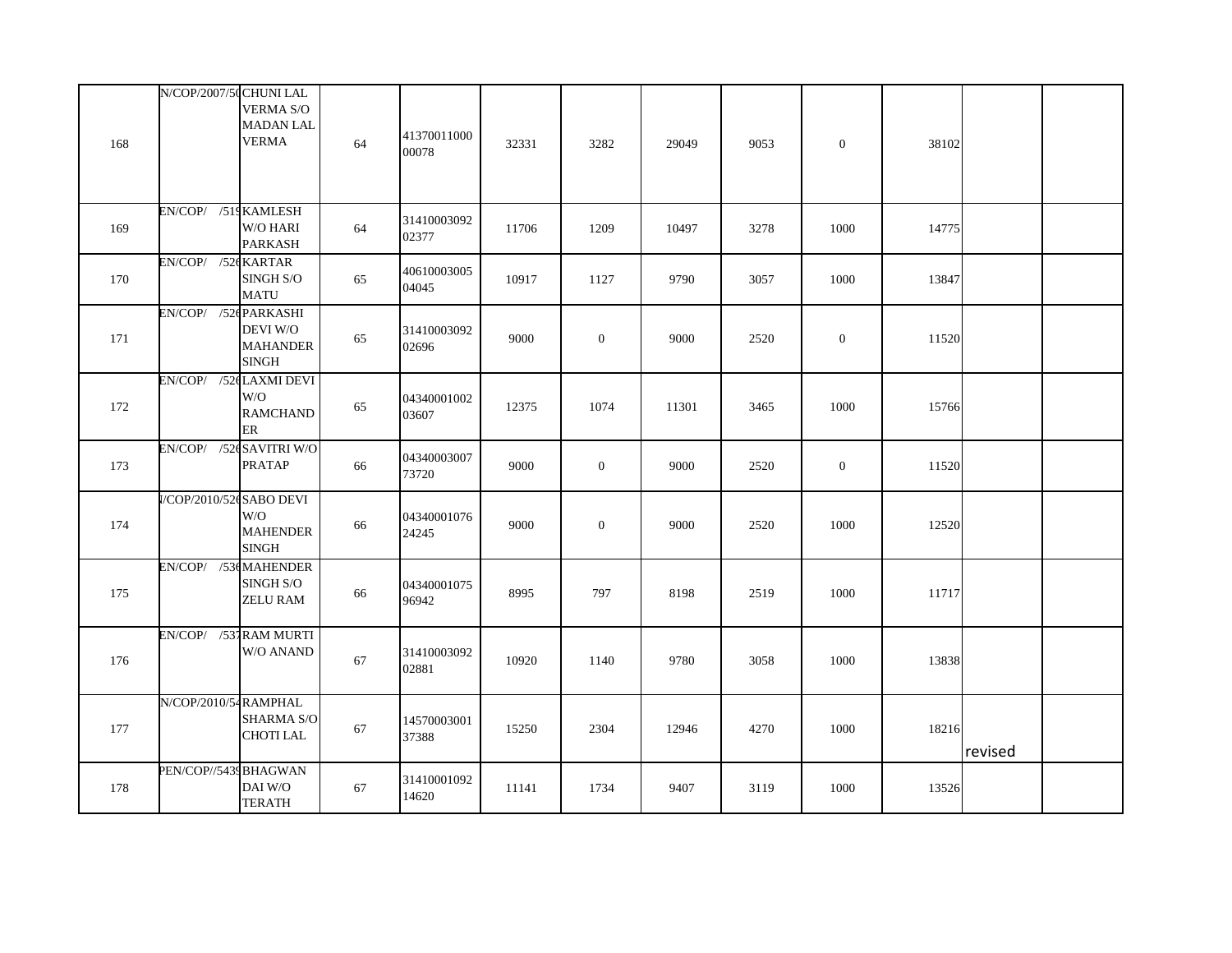| | | | | | | | | | | | | |
|---|---|---|---|---|---|---|---|---|---|---|---|---|
| 168 | N/COP/2007/50 | CHUNI LAL VERMA S/O MADAN LAL VERMA | 64 | 4137001100000078 | 32331 | 3282 | 29049 | 9053 | 0 | 38102 | | |
| 169 | EN/COP/ /519 | KAMLESH W/O HARI PARKASH | 64 | 3141000309202377 | 11706 | 1209 | 10497 | 3278 | 1000 | 14775 | | |
| 170 | EN/COP/ /520 | KARTAR SINGH S/O MATU | 65 | 4061000300504045 | 10917 | 1127 | 9790 | 3057 | 1000 | 13847 | | |
| 171 | EN/COP/ /520 | PARKASHI DEVI W/O MAHANDER SINGH | 65 | 3141000309202696 | 9000 | 0 | 9000 | 2520 | 0 | 11520 | | |
| 172 | EN/COP/ /520 | LAXMI DEVI W/O RAMCHANDER | 65 | 0434000100203607 | 12375 | 1074 | 11301 | 3465 | 1000 | 15766 | | |
| 173 | EN/COP/ /520 | SAVITRI W/O PRATAP | 66 | 0434000300773720 | 9000 | 0 | 9000 | 2520 | 0 | 11520 | | |
| 174 | I/COP/2010/520 | SABO DEVI W/O MAHENDER SINGH | 66 | 0434000107624245 | 9000 | 0 | 9000 | 2520 | 1000 | 12520 | | |
| 175 | EN/COP/ /530 | MAHENDER SINGH S/O ZELU RAM | 66 | 0434000107596942 | 8995 | 797 | 8198 | 2519 | 1000 | 11717 | | |
| 176 | EN/COP/ /537 | RAM MURTI W/O ANAND | 67 | 3141000309202881 | 10920 | 1140 | 9780 | 3058 | 1000 | 13838 | | |
| 177 | N/COP/2010/54 | RAMPHAL SHARMA S/O CHOTI LAL | 67 | 1457000300137388 | 15250 | 2304 | 12946 | 4270 | 1000 | 18216 | revised | |
| 178 | PEN/COP//5439 | BHAGWAN DAI W/O TERATH | 67 | 3141000109214620 | 11141 | 1734 | 9407 | 3119 | 1000 | 13526 | | |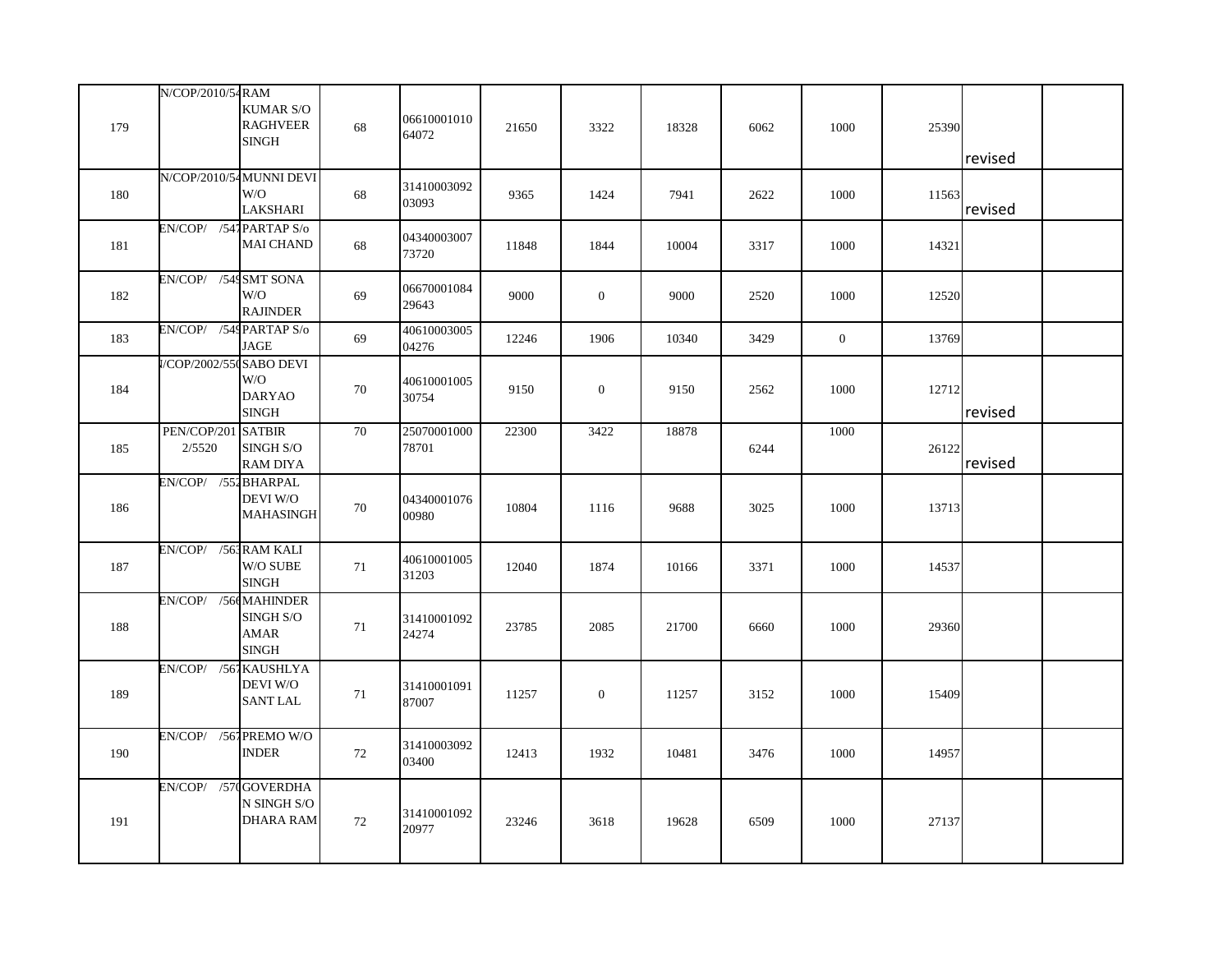| | | | | | | | | | | | | |
|---|---|---|---|---|---|---|---|---|---|---|---|---|
| 179 | N/COP/2010/54 | RAM KUMAR S/O RAGHVEER SINGH | 68 | 0661000101064072 | 21650 | 3322 | 18328 | 6062 | 1000 | 25390 | revised | |
| 180 | N/COP/2010/54 | MUNNI DEVI W/O LAKSHARI | 68 | 3141000309203093 | 9365 | 1424 | 7941 | 2622 | 1000 | 11563 | revised | |
| 181 | EN/COP/ /547 | PARTAP S/o MAI CHAND | 68 | 0434000300773720 | 11848 | 1844 | 10004 | 3317 | 1000 | 14321 | | |
| 182 | EN/COP/ /549 | SMT SONA W/O RAJINDER | 69 | 0667000108429643 | 9000 | 0 | 9000 | 2520 | 1000 | 12520 | | |
| 183 | EN/COP/ /549 | PARTAP S/o JAGE | 69 | 4061000300504276 | 12246 | 1906 | 10340 | 3429 | 0 | 13769 | | |
| 184 | /COP/2002/550 | SABO DEVI W/O DARYAO SINGH | 70 | 4061000100530754 | 9150 | 0 | 9150 | 2562 | 1000 | 12712 | revised | |
| 185 | PEN/COP/2012/5520 | SATBIR SINGH S/O RAM DIYA | 70 | 2507000100078701 | 22300 | 3422 | 18878 | 6244 | 1000 | 26122 | revised | |
| 186 | EN/COP/ /552 | BHARPAL DEVI W/O MAHASINGH | 70 | 0434000107600980 | 10804 | 1116 | 9688 | 3025 | 1000 | 13713 | | |
| 187 | EN/COP/ /563 | RAM KALI W/O SUBE SINGH | 71 | 4061000100531203 | 12040 | 1874 | 10166 | 3371 | 1000 | 14537 | | |
| 188 | EN/COP/ /566 | MAHINDER SINGH S/O AMAR SINGH | 71 | 3141000109224274 | 23785 | 2085 | 21700 | 6660 | 1000 | 29360 | | |
| 189 | EN/COP/ /567 | KAUSHLYA DEVI W/O SANT LAL | 71 | 3141000109187007 | 11257 | 0 | 11257 | 3152 | 1000 | 15409 | | |
| 190 | EN/COP/ /567 | PREMO W/O INDER | 72 | 3141000309203400 | 12413 | 1932 | 10481 | 3476 | 1000 | 14957 | | |
| 191 | EN/COP/ /570 | GOVERDHAN SINGH S/O DHARA RAM | 72 | 3141000109220977 | 23246 | 3618 | 19628 | 6509 | 1000 | 27137 | | |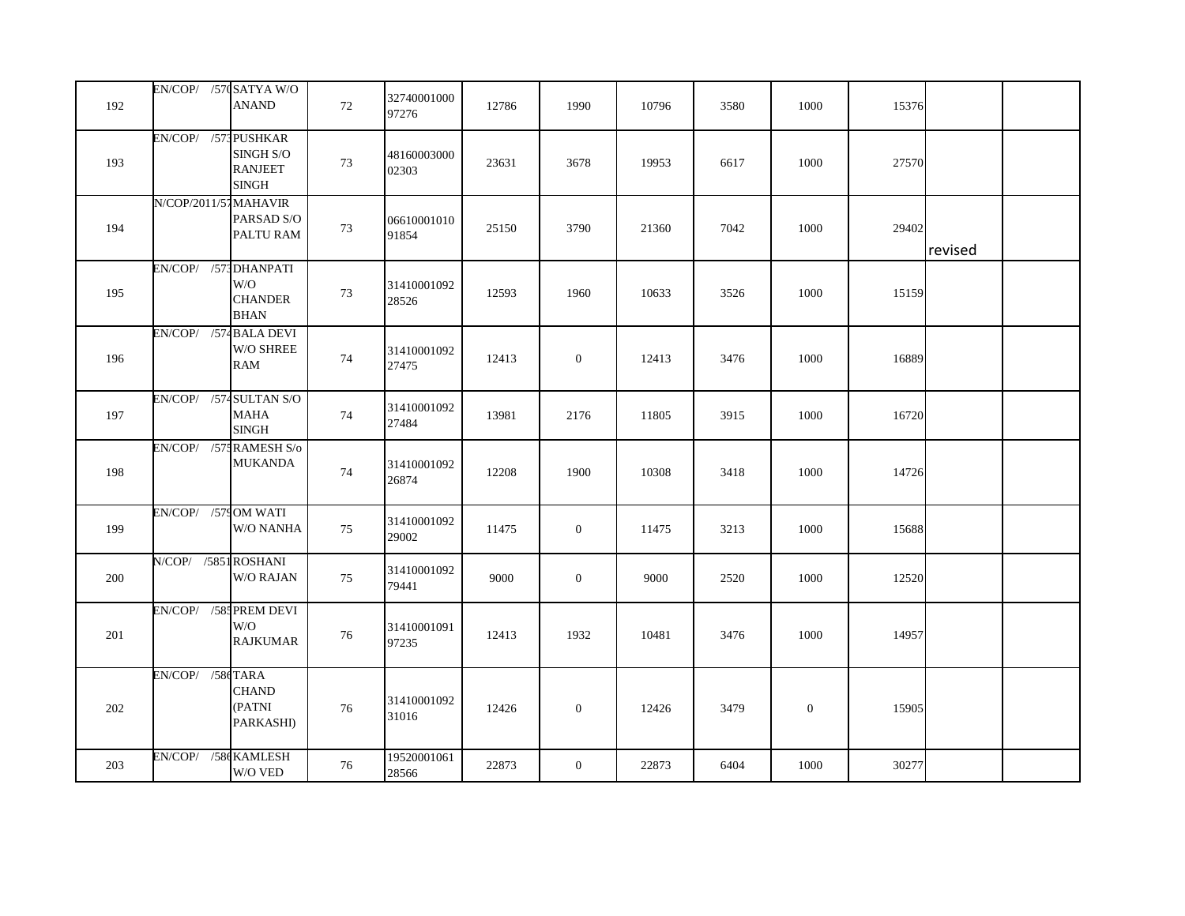| | | | | | | | | | | | | |
|---|---|---|---|---|---|---|---|---|---|---|---|---|
| 192 | EN/COP/ /570 | SATYA W/O ANAND | 72 | 3274000100097276 | 12786 | 1990 | 10796 | 3580 | 1000 | 15376 | | |
| 193 | EN/COP/ /573 | PUSHKAR SINGH S/O RANJEET SINGH | 73 | 4816000300002303 | 23631 | 3678 | 19953 | 6617 | 1000 | 27570 | | |
| 194 | N/COP/2011/57 | MAHAVIR PARSAD S/O PALTU RAM | 73 | 0661000101091854 | 25150 | 3790 | 21360 | 7042 | 1000 | 29402 | revised | |
| 195 | EN/COP/ /573 | DHANPATI W/O CHANDER BHAN | 73 | 3141000109228526 | 12593 | 1960 | 10633 | 3526 | 1000 | 15159 | | |
| 196 | EN/COP/ /574 | BALA DEVI W/O SHREE RAM | 74 | 3141000109227475 | 12413 | 0 | 12413 | 3476 | 1000 | 16889 | | |
| 197 | EN/COP/ /574 | SULTAN S/O MAHA SINGH | 74 | 3141000109227484 | 13981 | 2176 | 11805 | 3915 | 1000 | 16720 | | |
| 198 | EN/COP/ /575 | RAMESH S/o MUKANDA | 74 | 3141000109226874 | 12208 | 1900 | 10308 | 3418 | 1000 | 14726 | | |
| 199 | EN/COP/ /579 | OM WATI W/O NANHA | 75 | 3141000109229002 | 11475 | 0 | 11475 | 3213 | 1000 | 15688 | | |
| 200 | N/COP/ /5851 | ROSHANI W/O RAJAN | 75 | 3141000109279441 | 9000 | 0 | 9000 | 2520 | 1000 | 12520 | | |
| 201 | EN/COP/ /585 | PREM DEVI W/O RAJKUMAR | 76 | 3141000109197235 | 12413 | 1932 | 10481 | 3476 | 1000 | 14957 | | |
| 202 | EN/COP/ /586 | TARA CHAND (PATNI PARKASHI) | 76 | 3141000109231016 | 12426 | 0 | 12426 | 3479 | 0 | 15905 | | |
| 203 | EN/COP/ /586 | KAMLESH W/O VED | 76 | 1952000106128566 | 22873 | 0 | 22873 | 6404 | 1000 | 30277 | | |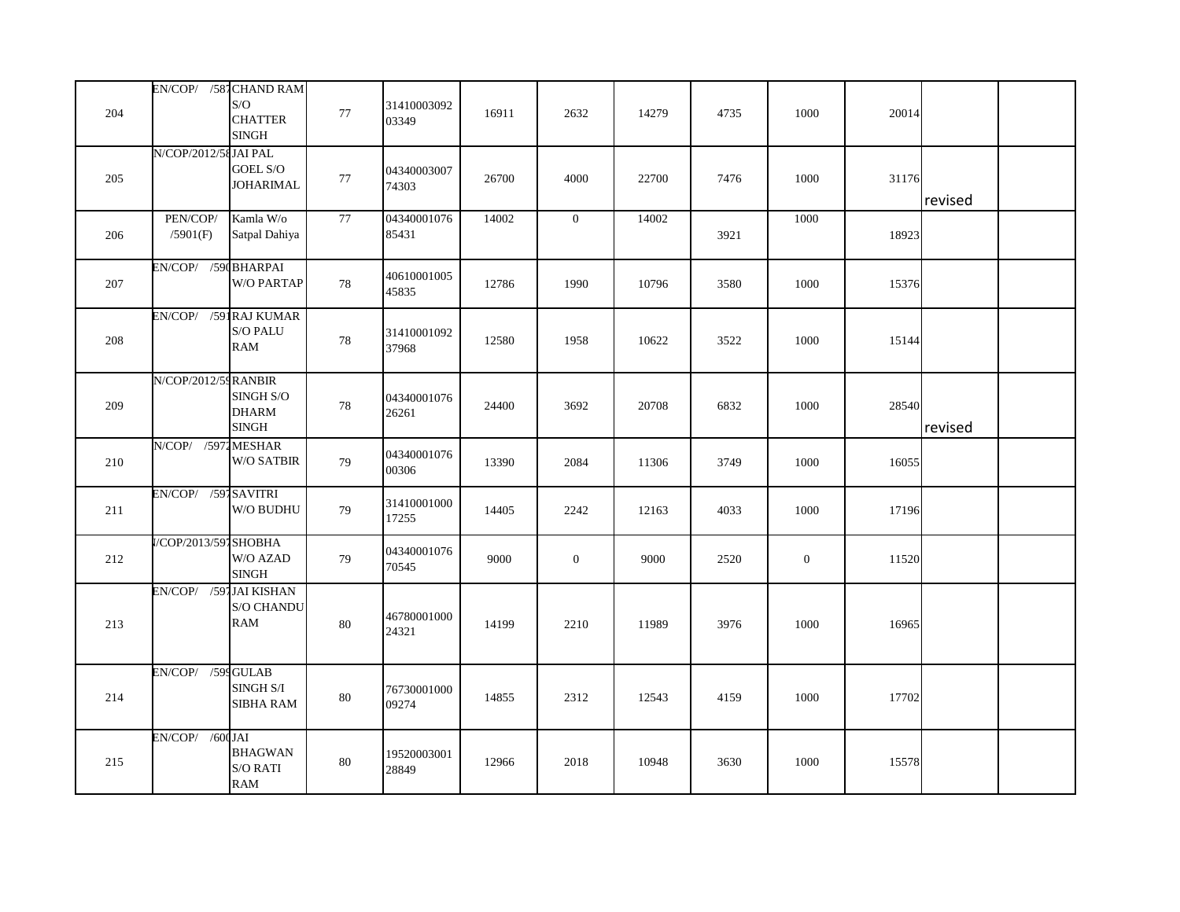| | | | | | | | | | | | | |
|---|---|---|---|---|---|---|---|---|---|---|---|---|
| 204 | EN/COP/ /587 | CHAND RAM S/O CHATTER SINGH | 77 | 3141000309203349 | 16911 | 2632 | 14279 | 4735 | 1000 | 20014 | | |
| 205 | N/COP/2012/58 | JAI PAL GOEL S/O JOHARIMAL | 77 | 0434000300774303 | 26700 | 4000 | 22700 | 7476 | 1000 | 31176 | revised | |
| 206 | PEN/COP/ /5901(F) | Kamla W/o Satpal Dahiya | 77 | 0434000107685431 | 14002 | 0 | 14002 | 3921 | 1000 | 18923 | | |
| 207 | EN/COP/ /590 | BHARPAI W/O PARTAP | 78 | 4061000100545835 | 12786 | 1990 | 10796 | 3580 | 1000 | 15376 | | |
| 208 | EN/COP/ /591 | RAJ KUMAR S/O PALU RAM | 78 | 3141000109237968 | 12580 | 1958 | 10622 | 3522 | 1000 | 15144 | | |
| 209 | N/COP/2012/59 | RANBIR SINGH S/O DHARM SINGH | 78 | 0434000107626261 | 24400 | 3692 | 20708 | 6832 | 1000 | 28540 | revised | |
| 210 | N/COP/ /5972 | MESHAR W/O SATBIR | 79 | 0434000107600306 | 13390 | 2084 | 11306 | 3749 | 1000 | 16055 | | |
| 211 | EN/COP/ /597 | SAVITRI W/O BUDHU | 79 | 3141000100017255 | 14405 | 2242 | 12163 | 4033 | 1000 | 17196 | | |
| 212 | /COP/2013/597 | SHOBHA W/O AZAD SINGH | 79 | 0434000107670545 | 9000 | 0 | 9000 | 2520 | 0 | 11520 | | |
| 213 | EN/COP/ /597 | JAI KISHAN S/O CHANDU RAM | 80 | 4678000100024321 | 14199 | 2210 | 11989 | 3976 | 1000 | 16965 | | |
| 214 | EN/COP/ /599 | GULAB SINGH S/I SIBHA RAM | 80 | 7673000100009274 | 14855 | 2312 | 12543 | 4159 | 1000 | 17702 | | |
| 215 | EN/COP/ /600 | JAI BHAGWAN S/O RATI RAM | 80 | 1952000300128849 | 12966 | 2018 | 10948 | 3630 | 1000 | 15578 | | |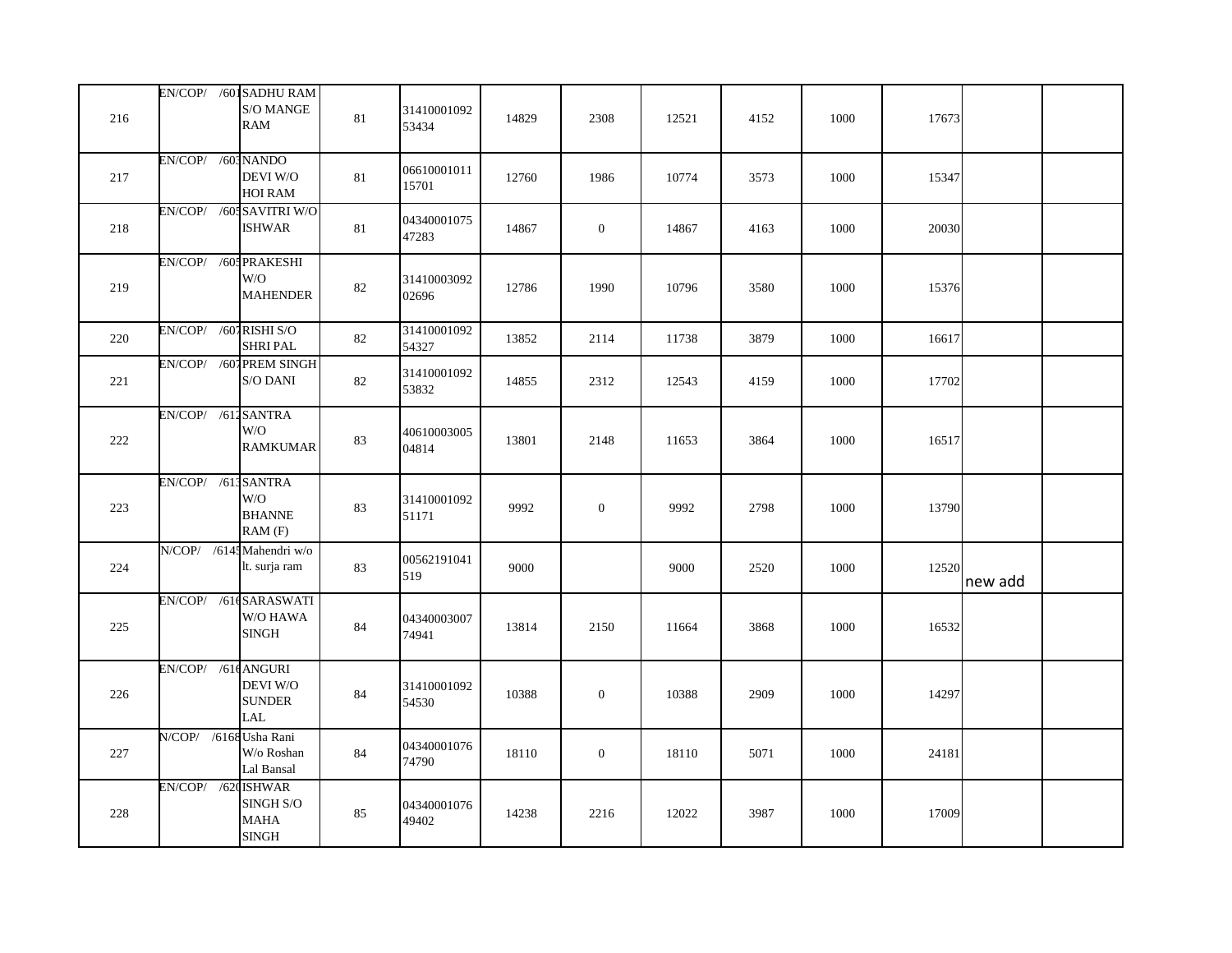| | | | | | | | | | | | | |
|---|---|---|---|---|---|---|---|---|---|---|---|---|
| 216 | EN/COP/ /601 | SADHU RAM S/O MANGE RAM | 81 | 3141000109253434 | 14829 | 2308 | 12521 | 4152 | 1000 | 17673 | | |
| 217 | EN/COP/ /603 | NANDO DEVI W/O HOI RAM | 81 | 0661000101115701 | 12760 | 1986 | 10774 | 3573 | 1000 | 15347 | | |
| 218 | EN/COP/ /605 | SAVITRI W/O ISHWAR | 81 | 0434000107547283 | 14867 | 0 | 14867 | 4163 | 1000 | 20030 | | |
| 219 | EN/COP/ /605 | PRAKESHI W/O MAHENDER | 82 | 3141000309202696 | 12786 | 1990 | 10796 | 3580 | 1000 | 15376 | | |
| 220 | EN/COP/ /607 | RISHI S/O SHRI PAL | 82 | 3141000109254327 | 13852 | 2114 | 11738 | 3879 | 1000 | 16617 | | |
| 221 | EN/COP/ /607 | PREM SINGH S/O DANI | 82 | 3141000109253832 | 14855 | 2312 | 12543 | 4159 | 1000 | 17702 | | |
| 222 | EN/COP/ /612 | SANTRA W/O RAMKUMAR | 83 | 4061000300504814 | 13801 | 2148 | 11653 | 3864 | 1000 | 16517 | | |
| 223 | EN/COP/ /613 | SANTRA W/O BHANNE RAM (F) | 83 | 3141000109251171 | 9992 | 0 | 9992 | 2798 | 1000 | 13790 | | |
| 224 | N/COP/ /6145 | Mahendri w/o lt. surja ram | 83 | 00562191041519 | 9000 | | 9000 | 2520 | 1000 | 12520 | new add | |
| 225 | EN/COP/ /616 | SARASWATI W/O HAWA SINGH | 84 | 0434000300774941 | 13814 | 2150 | 11664 | 3868 | 1000 | 16532 | | |
| 226 | EN/COP/ /616 | ANGURI DEVI W/O SUNDER LAL | 84 | 3141000109254530 | 10388 | 0 | 10388 | 2909 | 1000 | 14297 | | |
| 227 | N/COP/ /6168 | Usha Rani W/o Roshan Lal Bansal | 84 | 0434000107674790 | 18110 | 0 | 18110 | 5071 | 1000 | 24181 | | |
| 228 | EN/COP/ /620 | ISHWAR SINGH S/O MAHA SINGH | 85 | 0434000107649402 | 14238 | 2216 | 12022 | 3987 | 1000 | 17009 | | |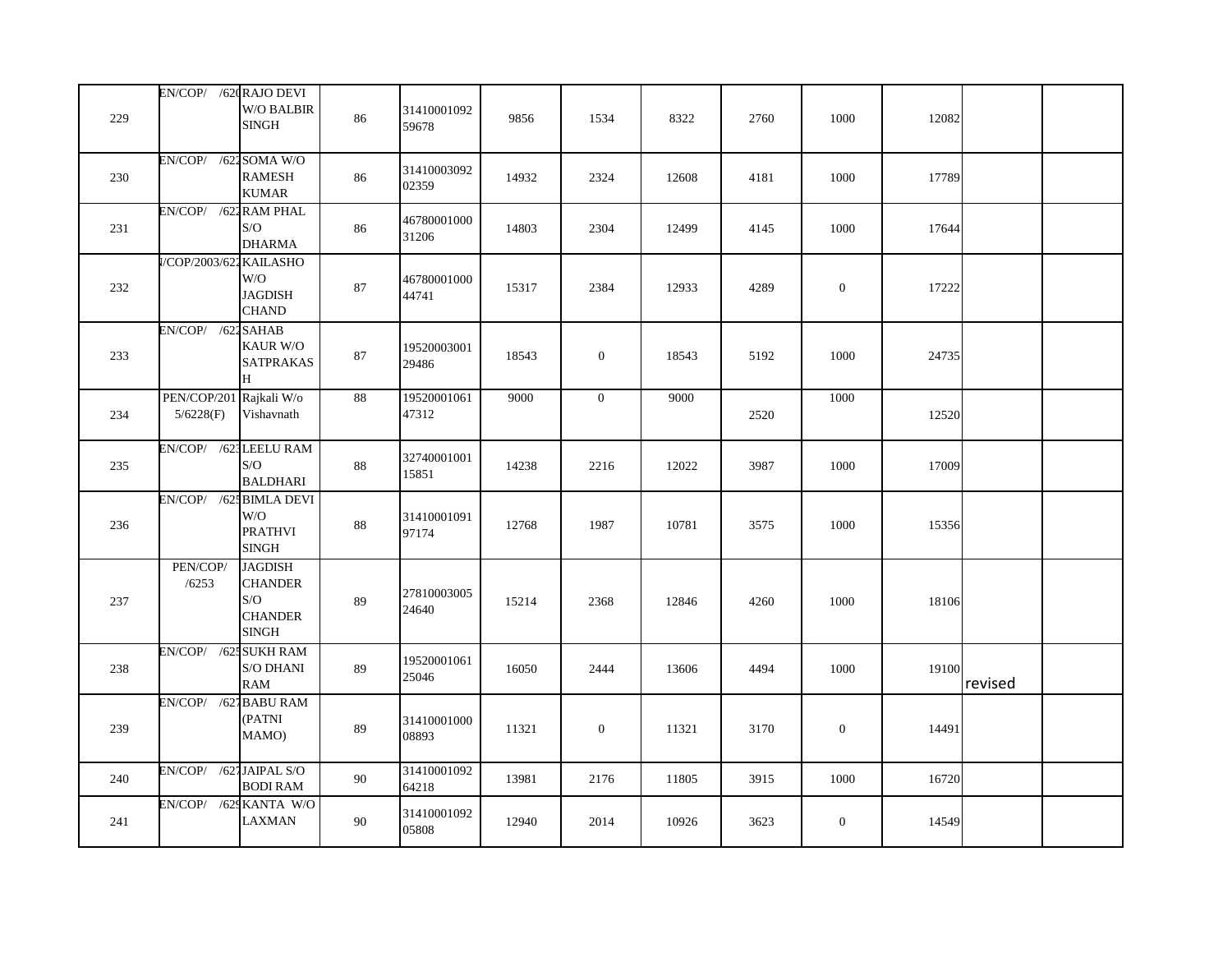| | | | | | | | | | | | | |
|---|---|---|---|---|---|---|---|---|---|---|---|---|
| 229 | EN/COP/ /620 | RAJO DEVI W/O BALBIR SINGH | 86 | 3141000109259678 | 9856 | 1534 | 8322 | 2760 | 1000 | 12082 | | |
| 230 | EN/COP/ /622 | SOMA W/O RAMESH KUMAR | 86 | 3141000309202359 | 14932 | 2324 | 12608 | 4181 | 1000 | 17789 | | |
| 231 | EN/COP/ /622 | RAM PHAL S/O DHARMA | 86 | 4678000100031206 | 14803 | 2304 | 12499 | 4145 | 1000 | 17644 | | |
| 232 | I/COP/2003/622 | KAILASHO W/O JAGDISH CHAND | 87 | 4678000100044741 | 15317 | 2384 | 12933 | 4289 | 0 | 17222 | | |
| 233 | EN/COP/ /622 | SAHAB KAUR W/O SATPRAKASH | 87 | 1952000300129486 | 18543 | 0 | 18543 | 5192 | 1000 | 24735 | | |
| 234 | PEN/COP/2015/6228(F) | Rajkali W/o Vishavnath | 88 | 1952000106147312 | 9000 | 0 | 9000 | 2520 | 1000 | 12520 | | |
| 235 | EN/COP/ /623 | LEELU RAM S/O BALDHARI | 88 | 3274000100115851 | 14238 | 2216 | 12022 | 3987 | 1000 | 17009 | | |
| 236 | EN/COP/ /625 | BIMLA DEVI W/O PRATHVI SINGH | 88 | 3141000109197174 | 12768 | 1987 | 10781 | 3575 | 1000 | 15356 | | |
| 237 | PEN/COP/ /6253 | JAGDISH CHANDER S/O CHANDER SINGH | 89 | 2781000300524640 | 15214 | 2368 | 12846 | 4260 | 1000 | 18106 | | |
| 238 | EN/COP/ /625 | SUKH RAM S/O DHANI RAM | 89 | 1952000106125046 | 16050 | 2444 | 13606 | 4494 | 1000 | 19100 | revised | |
| 239 | EN/COP/ /627 | BABU RAM (PATNI MAMO) | 89 | 3141000100008893 | 11321 | 0 | 11321 | 3170 | 0 | 14491 | | |
| 240 | EN/COP/ /627 | JAIPAL S/O BODI RAM | 90 | 3141000109264218 | 13981 | 2176 | 11805 | 3915 | 1000 | 16720 | | |
| 241 | EN/COP/ /629 | KANTA W/O LAXMAN | 90 | 3141000109205808 | 12940 | 2014 | 10926 | 3623 | 0 | 14549 | | |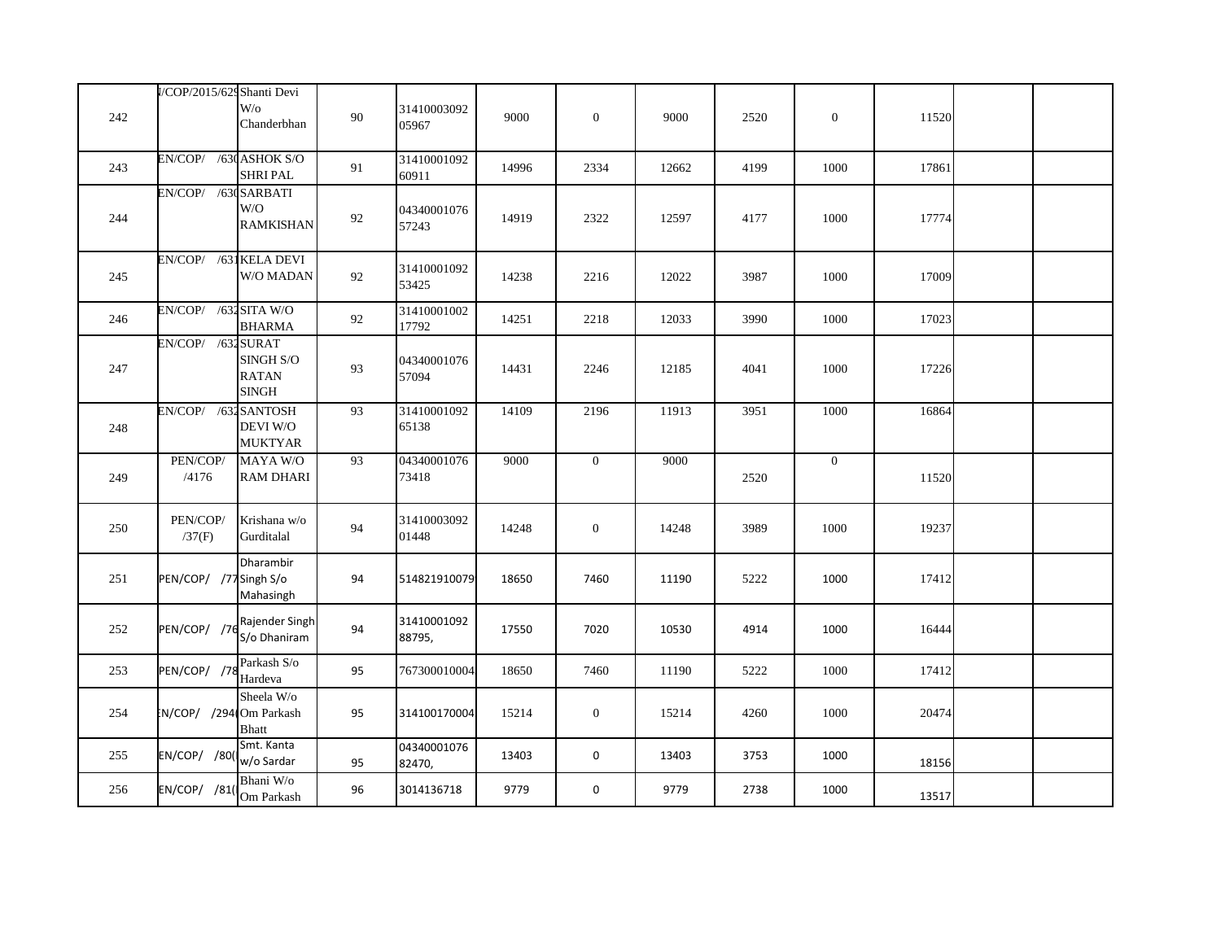| 242 | /COP/2015/629 | Shanti Devi W/o Chanderbhan | 90 | 3141000309205967 | 9000 | 0 | 9000 | 2520 | 0 | 11520 | | |
|---|---|---|---|---|---|---|---|---|---|---|---|---|
| 243 | EN/COP/ /630 | ASHOK S/O SHRI PAL | 91 | 3141000109260911 | 14996 | 2334 | 12662 | 4199 | 1000 | 17861 | | |
| 244 | EN/COP/ /630 | SARBATI W/O RAMKISHAN | 92 | 0434000107657243 | 14919 | 2322 | 12597 | 4177 | 1000 | 17774 | | |
| 245 | EN/COP/ /631 | KELA DEVI W/O MADAN | 92 | 3141000109253425 | 14238 | 2216 | 12022 | 3987 | 1000 | 17009 | | |
| 246 | EN/COP/ /632 | SITA W/O BHARMA | 92 | 3141000100217792 | 14251 | 2218 | 12033 | 3990 | 1000 | 17023 | | |
| 247 | EN/COP/ /632 | SURAT SINGH S/O RATAN SINGH | 93 | 0434000107657094 | 14431 | 2246 | 12185 | 4041 | 1000 | 17226 | | |
| 248 | EN/COP/ /632 | SANTOSH DEVI W/O MUKTYAR | 93 | 3141000109265138 | 14109 | 2196 | 11913 | 3951 | 1000 | 16864 | | |
| 249 | PEN/COP/ /4176 | MAYA W/O RAM DHARI | 93 | 0434000107673418 | 9000 | 0 | 9000 | 2520 | 0 | 11520 | | |
| 250 | PEN/COP/ /37(F) | Krishana w/o Gurditalal | 94 | 3141000309201448 | 14248 | 0 | 14248 | 3989 | 1000 | 19237 | | |
| 251 | PEN/COP/ /77 | Dharambir Singh S/o Mahasingh | 94 | 514821910079 | 18650 | 7460 | 11190 | 5222 | 1000 | 17412 | | |
| 252 | PEN/COP/ /76 | Rajender Singh S/o Dhaniram | 94 | 3141000109288795, | 17550 | 7020 | 10530 | 4914 | 1000 | 16444 | | |
| 253 | PEN/COP/ /78 | Parkash S/o Hardeva | 95 | 767300010004 | 18650 | 7460 | 11190 | 5222 | 1000 | 17412 | | |
| 254 | N/COP/ /294 | Sheela W/o Om Parkash Bhatt | 95 | 314100170004 | 15214 | 0 | 15214 | 4260 | 1000 | 20474 | | |
| 255 | EN/COP/ /80 | Smt. Kanta w/o Sardar | 95 | 0434000107682470, | 13403 | 0 | 13403 | 3753 | 1000 | 18156 | | |
| 256 | EN/COP/ /81 | Bhani W/o Om Parkash | 96 | 3014136718 | 9779 | 0 | 9779 | 2738 | 1000 | 13517 | | |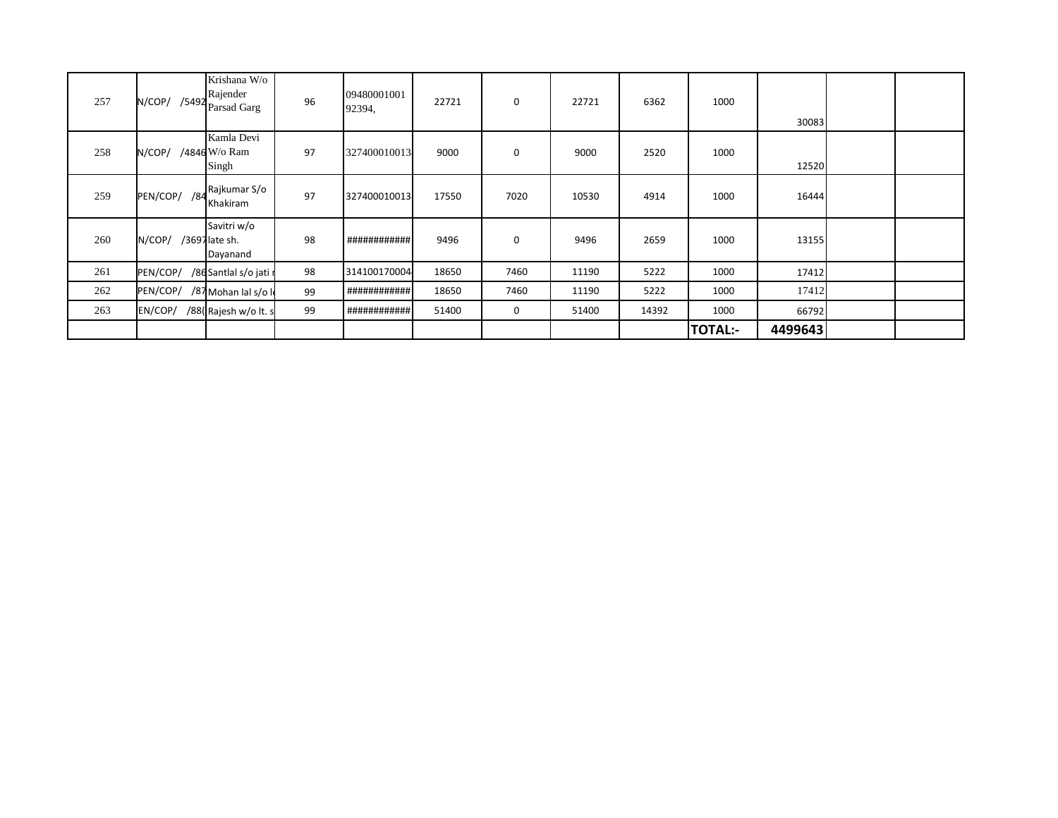| | | | | | | | | | | | | |
|---|---|---|---|---|---|---|---|---|---|---|---|---|
| 257 | N/COP/ /5492 | Krishana W/o Rajender Parsad Garg | 96 | 09480001001 92394, | 22721 | 0 | 22721 | 6362 | 1000 | 30083 | | |
| 258 | N/COP/ /4846 | Kamla Devi W/o Ram Singh | 97 | 327400010013 | 9000 | 0 | 9000 | 2520 | 1000 | 12520 | | |
| 259 | PEN/COP/ /84 | Rajkumar S/o Khakiram | 97 | 327400010013 | 17550 | 7020 | 10530 | 4914 | 1000 | 16444 | | |
| 260 | N/COP/ /3697 | Savitri w/o late sh. Dayanand | 98 | ############ | 9496 | 0 | 9496 | 2659 | 1000 | 13155 | | |
| 261 | PEN/COP/ /86 | Santlal s/o jati r | 98 | 314100170004 | 18650 | 7460 | 11190 | 5222 | 1000 | 17412 | | |
| 262 | PEN/COP/ /87 | Mohan lal s/o l | 99 | ############ | 18650 | 7460 | 11190 | 5222 | 1000 | 17412 | | |
| 263 | EN/COP/ /88( | Rajesh w/o lt. s | 99 | ############ | 51400 | 0 | 51400 | 14392 | 1000 | 66792 | | |
| | | | | | | | | | **TOTAL:-** | **4499643** | | |